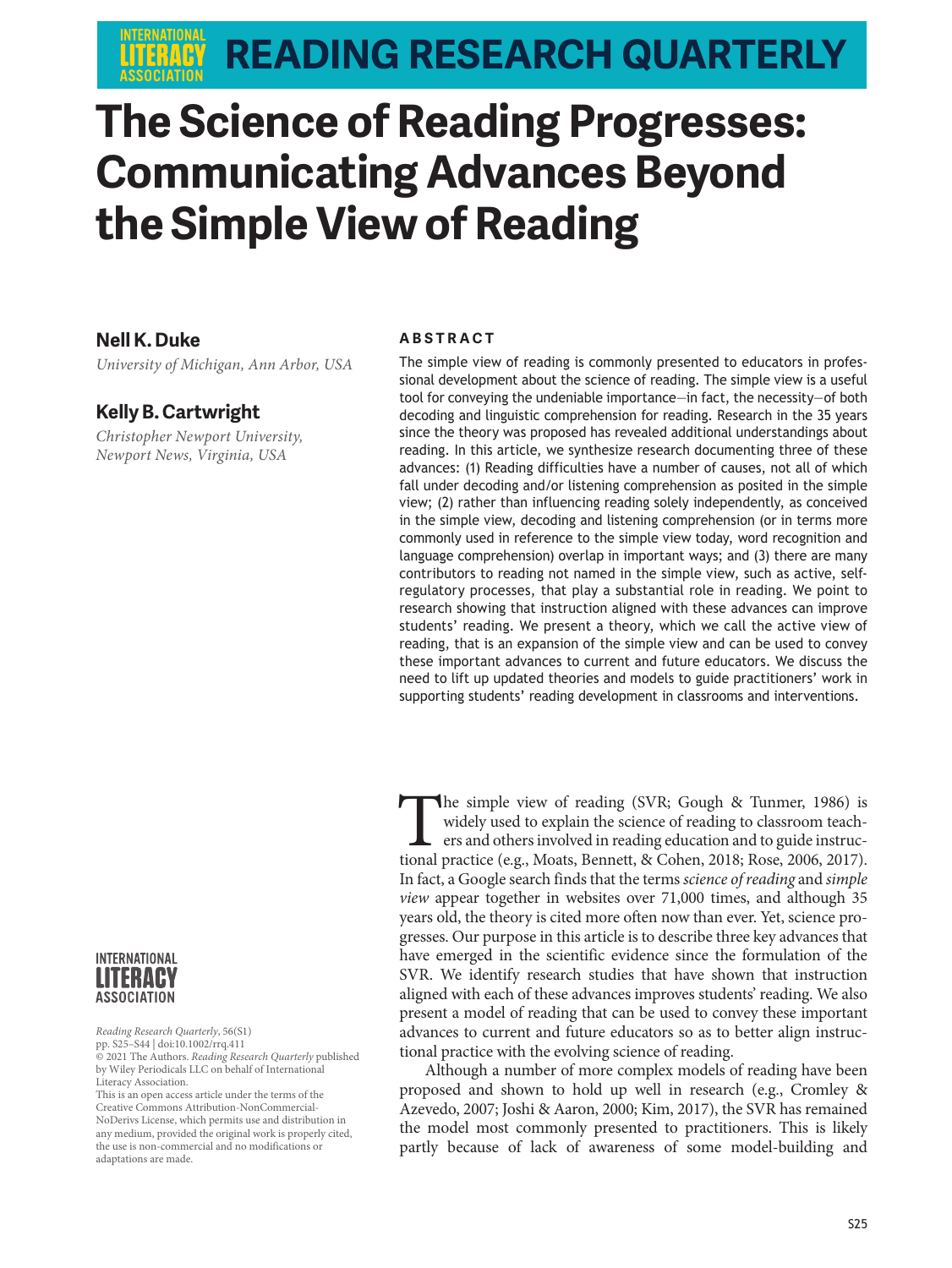# The Science of Reading Progresses: Communicating Advances Beyond the Simple View of Reading

**Nell K. Duke**

*University of Michigan, Ann Arbor, USA*

**Kelly B. Cartwright**

*Christopher Newport University, Newport News, Virginia, USA*

## ABSTRACT

The simple view of reading is commonly presented to educators in professional development about the science of reading. The simple view is a useful tool for conveying the undeniable importance—in fact, the necessity—of both decoding and linguistic comprehension for reading. Research in the 35 years since the theory was proposed has revealed additional understandings about reading. In this article, we synthesize research documenting three of these advances: (1) Reading difficulties have a number of causes, not all of which fall under decoding and/or listening comprehension as posited in the simple view; (2) rather than influencing reading solely independently, as conceived in the simple view, decoding and listening comprehension (or in terms more commonly used in reference to the simple view today, word recognition and language comprehension) overlap in important ways; and (3) there are many contributors to reading not named in the simple view, such as active, self-regulatory processes, that play a substantial role in reading. We point to research showing that instruction aligned with these advances can improve students' reading. We present a theory, which we call the active view of reading, that is an expansion of the simple view and can be used to convey these important advances to current and future educators. We discuss the need to lift up updated theories and models to guide practitioners' work in supporting students' reading development in classrooms and interventions.

*Reading Research Quarterly*, 56(S1)
pp. S25–S44 | doi:10.1002/rrq.411
© 2021 The Authors. *Reading Research Quarterly* published by Wiley Periodicals LLC on behalf of International Literacy Association.
This is an open access article under the terms of the Creative Commons Attribution-NonCommercial-NoDerivs License, which permits use and distribution in any medium, provided the original work is properly cited, the use is non-commercial and no modifications or adaptations are made.

The simple view of reading (SVR; Gough & Tunmer, 1986) is widely used to explain the science of reading to classroom teachers and others involved in reading education and to guide instructional practice (e.g., Moats, Bennett, & Cohen, 2018; Rose, 2006, 2017). In fact, a Google search finds that the terms *science of reading* and *simple view* appear together in websites over 71,000 times, and although 35 years old, the theory is cited more often now than ever. Yet, science progresses. Our purpose in this article is to describe three key advances that have emerged in the scientific evidence since the formulation of the SVR. We identify research studies that have shown that instruction aligned with each of these advances improves students' reading. We also present a model of reading that can be used to convey these important advances to current and future educators so as to better align instructional practice with the evolving science of reading.

Although a number of more complex models of reading have been proposed and shown to hold up well in research (e.g., Cromley & Azevedo, 2007; Joshi & Aaron, 2000; Kim, 2017), the SVR has remained the model most commonly presented to practitioners. This is likely partly because of lack of awareness of some model-building and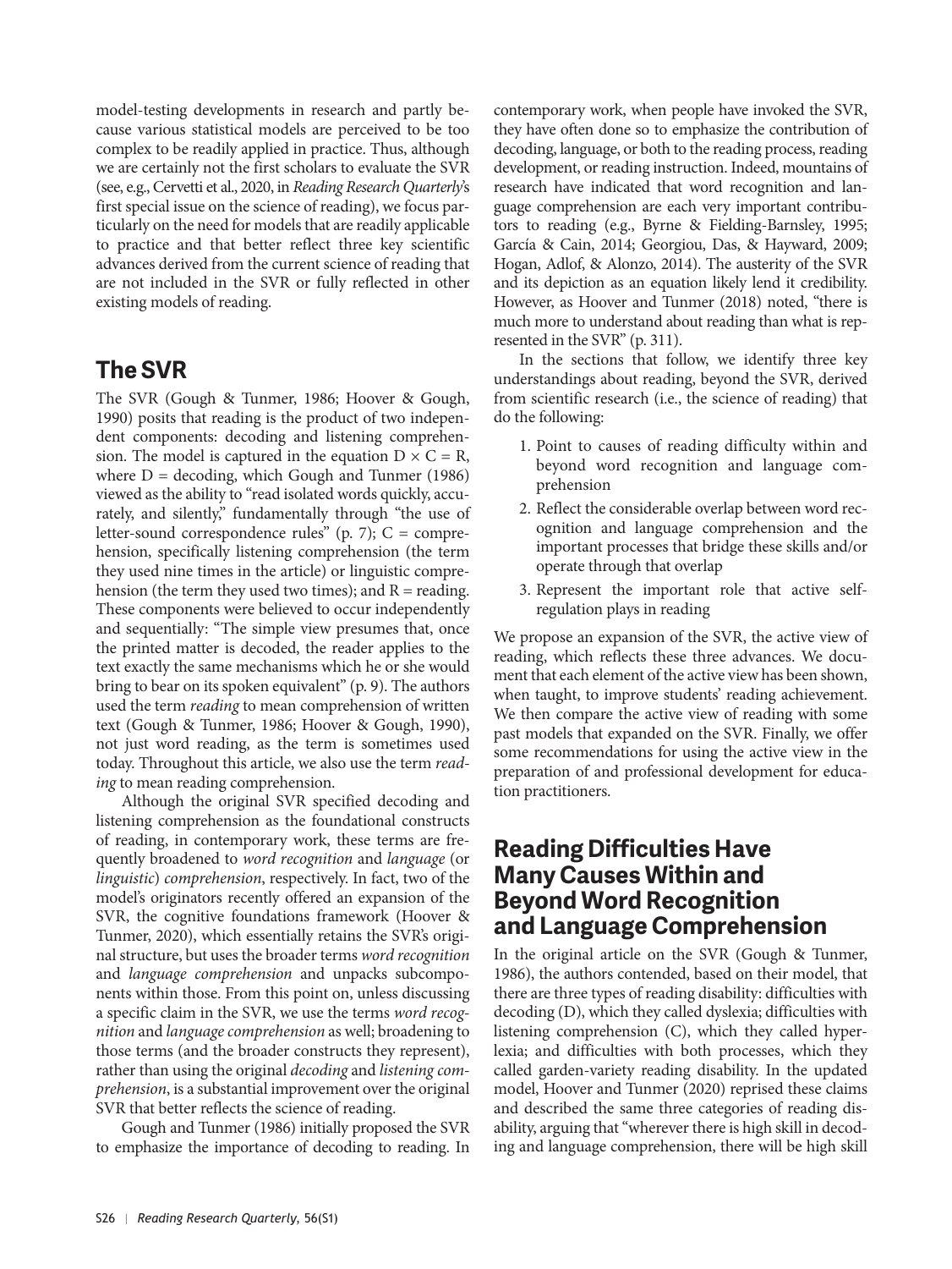model-testing developments in research and partly because various statistical models are perceived to be too complex to be readily applied in practice. Thus, although we are certainly not the first scholars to evaluate the SVR (see, e.g., Cervetti et al., 2020, in *Reading Research Quarterly*'s first special issue on the science of reading), we focus particularly on the need for models that are readily applicable to practice and that better reflect three key scientific advances derived from the current science of reading that are not included in the SVR or fully reflected in other existing models of reading.

## The SVR

The SVR (Gough & Tunmer, 1986; Hoover & Gough, 1990) posits that reading is the product of two independent components: decoding and listening comprehension. The model is captured in the equation $D \times C = R$, where D = decoding, which Gough and Tunmer (1986) viewed as the ability to "read isolated words quickly, accurately, and silently," fundamentally through "the use of letter-sound correspondence rules" (p. 7); C = comprehension, specifically listening comprehension (the term they used nine times in the article) or linguistic comprehension (the term they used two times); and R = reading. These components were believed to occur independently and sequentially: "The simple view presumes that, once the printed matter is decoded, the reader applies to the text exactly the same mechanisms which he or she would bring to bear on its spoken equivalent" (p. 9). The authors used the term *reading* to mean comprehension of written text (Gough & Tunmer, 1986; Hoover & Gough, 1990), not just word reading, as the term is sometimes used today. Throughout this article, we also use the term *reading* to mean reading comprehension.

Although the original SVR specified decoding and listening comprehension as the foundational constructs of reading, in contemporary work, these terms are frequently broadened to *word recognition* and *language* (or *linguistic*) *comprehension*, respectively. In fact, two of the model's originators recently offered an expansion of the SVR, the cognitive foundations framework (Hoover & Tunmer, 2020), which essentially retains the SVR's original structure, but uses the broader terms *word recognition* and *language comprehension* and unpacks subcomponents within those. From this point on, unless discussing a specific claim in the SVR, we use the terms *word recognition* and *language comprehension* as well; broadening to those terms (and the broader constructs they represent), rather than using the original *decoding* and *listening comprehension*, is a substantial improvement over the original SVR that better reflects the science of reading.

Gough and Tunmer (1986) initially proposed the SVR to emphasize the importance of decoding to reading. In contemporary work, when people have invoked the SVR, they have often done so to emphasize the contribution of decoding, language, or both to the reading process, reading development, or reading instruction. Indeed, mountains of research have indicated that word recognition and language comprehension are each very important contributors to reading (e.g., Byrne & Fielding-Barnsley, 1995; García & Cain, 2014; Georgiou, Das, & Hayward, 2009; Hogan, Adlof, & Alonzo, 2014). The austerity of the SVR and its depiction as an equation likely lend it credibility. However, as Hoover and Tunmer (2018) noted, "there is much more to understand about reading than what is represented in the SVR" (p. 311).

In the sections that follow, we identify three key understandings about reading, beyond the SVR, derived from scientific research (i.e., the science of reading) that do the following:

1. Point to causes of reading difficulty within and beyond word recognition and language comprehension
2. Reflect the considerable overlap between word recognition and language comprehension and the important processes that bridge these skills and/or operate through that overlap
3. Represent the important role that active self-regulation plays in reading

We propose an expansion of the SVR, the active view of reading, which reflects these three advances. We document that each element of the active view has been shown, when taught, to improve students' reading achievement. We then compare the active view of reading with some past models that expanded on the SVR. Finally, we offer some recommendations for using the active view in the preparation of and professional development for education practitioners.

## Reading Difficulties Have Many Causes Within and Beyond Word Recognition and Language Comprehension

In the original article on the SVR (Gough & Tunmer, 1986), the authors contended, based on their model, that there are three types of reading disability: difficulties with decoding (D), which they called dyslexia; difficulties with listening comprehension (C), which they called hyperlexia; and difficulties with both processes, which they called garden-variety reading disability. In the updated model, Hoover and Tunmer (2020) reprised these claims and described the same three categories of reading disability, arguing that "wherever there is high skill in decoding and language comprehension, there will be high skill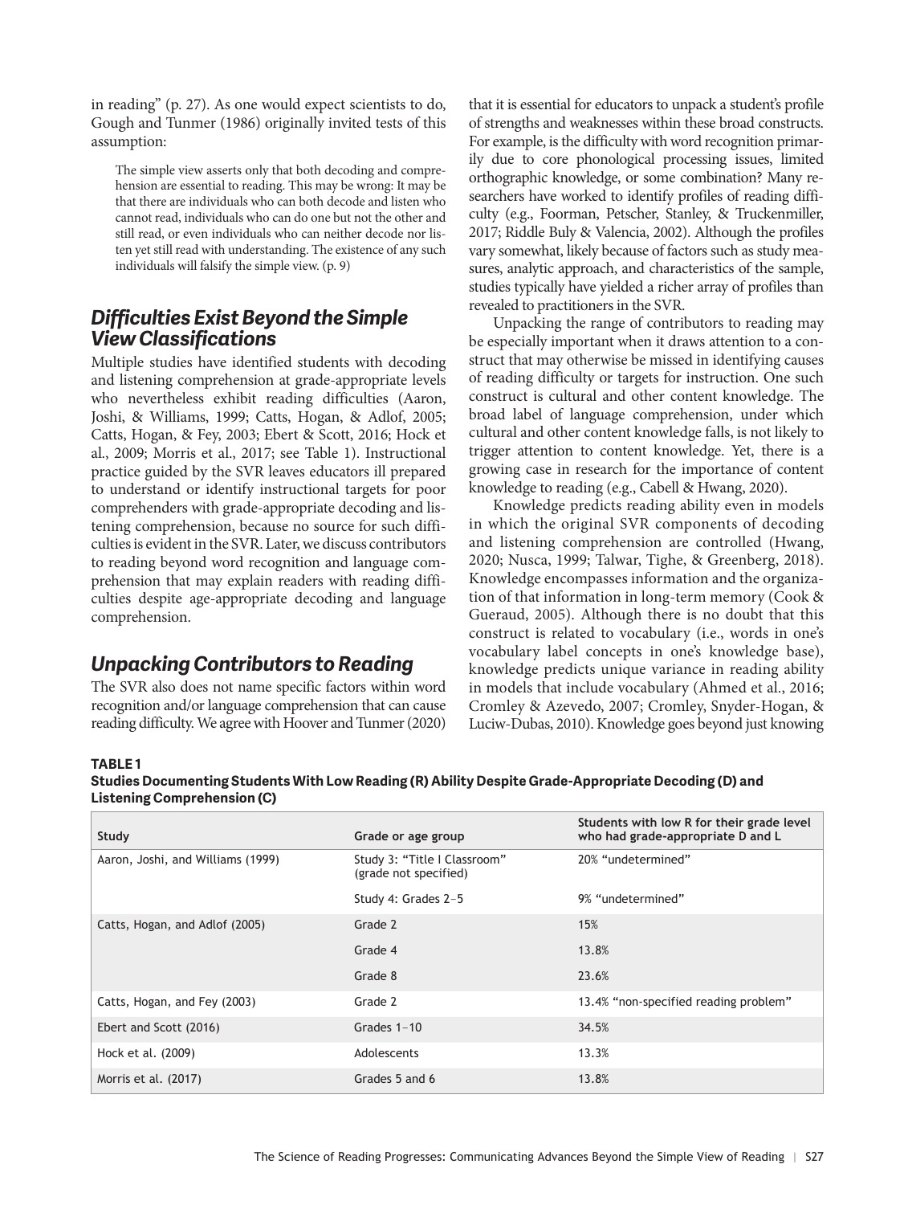in reading" (p. 27). As one would expect scientists to do, Gough and Tunmer (1986) originally invited tests of this assumption:

> The simple view asserts only that both decoding and comprehension are essential to reading. This may be wrong: It may be that there are individuals who can both decode and listen who cannot read, individuals who can do one but not the other and still read, or even individuals who can neither decode nor listen yet still read with understanding. The existence of any such individuals will falsify the simple view. (p. 9)

## Difficulties Exist Beyond the Simple View Classifications

Multiple studies have identified students with decoding and listening comprehension at grade-appropriate levels who nevertheless exhibit reading difficulties (Aaron, Joshi, & Williams, 1999; Catts, Hogan, & Adlof, 2005; Catts, Hogan, & Fey, 2003; Ebert & Scott, 2016; Hock et al., 2009; Morris et al., 2017; see Table 1). Instructional practice guided by the SVR leaves educators ill prepared to understand or identify instructional targets for poor comprehenders with grade-appropriate decoding and listening comprehension, because no source for such difficulties is evident in the SVR. Later, we discuss contributors to reading beyond word recognition and language comprehension that may explain readers with reading difficulties despite age-appropriate decoding and language comprehension.

## Unpacking Contributors to Reading

The SVR also does not name specific factors within word recognition and/or language comprehension that can cause reading difficulty. We agree with Hoover and Tunmer (2020) that it is essential for educators to unpack a student's profile of strengths and weaknesses within these broad constructs. For example, is the difficulty with word recognition primarily due to core phonological processing issues, limited orthographic knowledge, or some combination? Many researchers have worked to identify profiles of reading difficulty (e.g., Foorman, Petscher, Stanley, & Truckenmiller, 2017; Riddle Buly & Valencia, 2002). Although the profiles vary somewhat, likely because of factors such as study measures, analytic approach, and characteristics of the sample, studies typically have yielded a richer array of profiles than revealed to practitioners in the SVR.

Unpacking the range of contributors to reading may be especially important when it draws attention to a construct that may otherwise be missed in identifying causes of reading difficulty or targets for instruction. One such construct is cultural and other content knowledge. The broad label of language comprehension, under which cultural and other content knowledge falls, is not likely to trigger attention to content knowledge. Yet, there is a growing case in research for the importance of content knowledge to reading (e.g., Cabell & Hwang, 2020).

Knowledge predicts reading ability even in models in which the original SVR components of decoding and listening comprehension are controlled (Hwang, 2020; Nusca, 1999; Talwar, Tighe, & Greenberg, 2018). Knowledge encompasses information and the organization of that information in long-term memory (Cook & Gueraud, 2005). Although there is no doubt that this construct is related to vocabulary (i.e., words in one's vocabulary label concepts in one's knowledge base), knowledge predicts unique variance in reading ability in models that include vocabulary (Ahmed et al., 2016; Cromley & Azevedo, 2007; Cromley, Snyder-Hogan, & Luciw-Dubas, 2010). Knowledge goes beyond just knowing

**TABLE 1**
**Studies Documenting Students With Low Reading (R) Ability Despite Grade-Appropriate Decoding (D) and Listening Comprehension (C)**

| Study | Grade or age group | Students with low R for their grade level who had grade-appropriate D and L |
|---|---|---|
| Aaron, Joshi, and Williams (1999) | Study 3: "Title I Classroom" (grade not specified) | 20% "undetermined" |
| | Study 4: Grades 2–5 | 9% "undetermined" |
| Catts, Hogan, and Adlof (2005) | Grade 2 | 15% |
| | Grade 4 | 13.8% |
| | Grade 8 | 23.6% |
| Catts, Hogan, and Fey (2003) | Grade 2 | 13.4% "non-specified reading problem" |
| Ebert and Scott (2016) | Grades 1–10 | 34.5% |
| Hock et al. (2009) | Adolescents | 13.3% |
| Morris et al. (2017) | Grades 5 and 6 | 13.8% |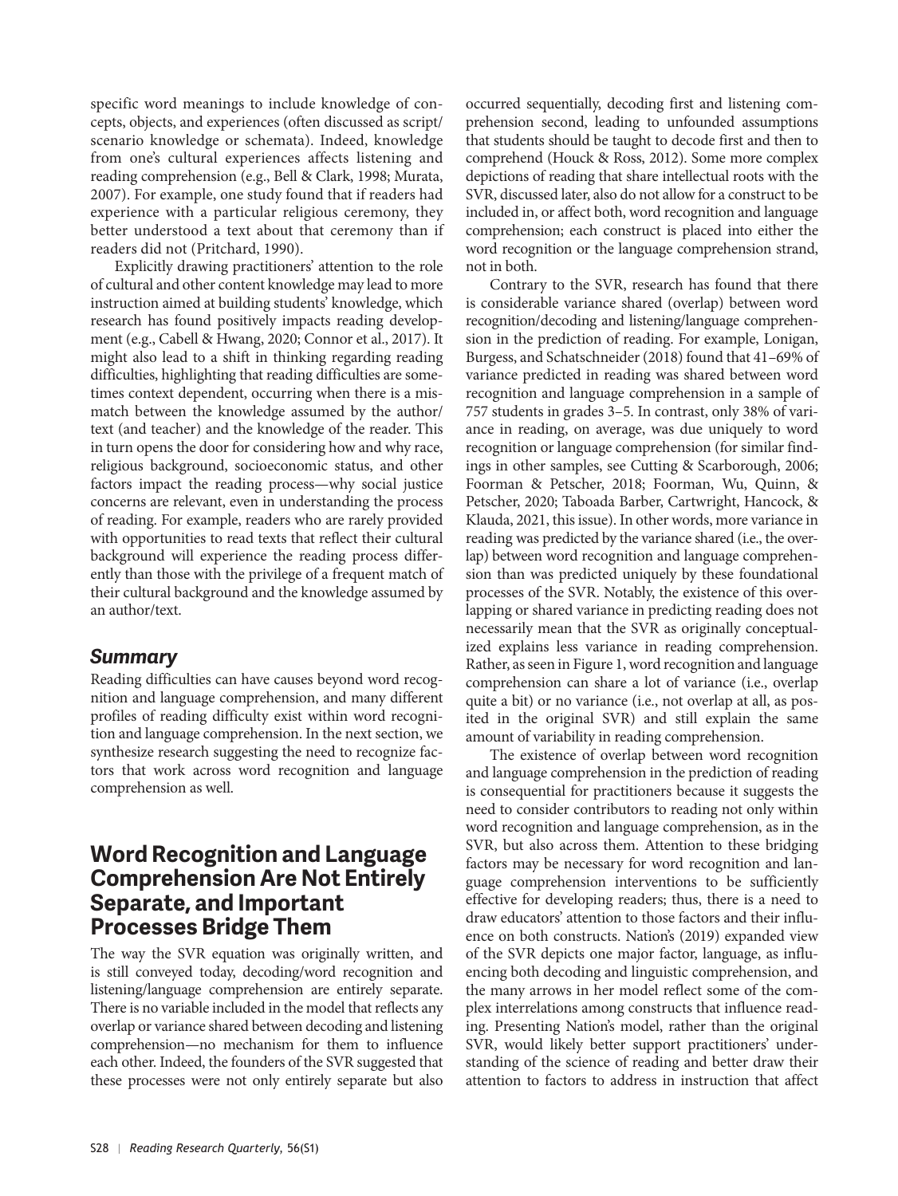specific word meanings to include knowledge of concepts, objects, and experiences (often discussed as script/scenario knowledge or schemata). Indeed, knowledge from one's cultural experiences affects listening and reading comprehension (e.g., Bell & Clark, 1998; Murata, 2007). For example, one study found that if readers had experience with a particular religious ceremony, they better understood a text about that ceremony than if readers did not (Pritchard, 1990).

Explicitly drawing practitioners' attention to the role of cultural and other content knowledge may lead to more instruction aimed at building students' knowledge, which research has found positively impacts reading development (e.g., Cabell & Hwang, 2020; Connor et al., 2017). It might also lead to a shift in thinking regarding reading difficulties, highlighting that reading difficulties are sometimes context dependent, occurring when there is a mismatch between the knowledge assumed by the author/text (and teacher) and the knowledge of the reader. This in turn opens the door for considering how and why race, religious background, socioeconomic status, and other factors impact the reading process—why social justice concerns are relevant, even in understanding the process of reading. For example, readers who are rarely provided with opportunities to read texts that reflect their cultural background will experience the reading process differently than those with the privilege of a frequent match of their cultural background and the knowledge assumed by an author/text.

### Summary

Reading difficulties can have causes beyond word recognition and language comprehension, and many different profiles of reading difficulty exist within word recognition and language comprehension. In the next section, we synthesize research suggesting the need to recognize factors that work across word recognition and language comprehension as well.

## Word Recognition and Language Comprehension Are Not Entirely Separate, and Important Processes Bridge Them

The way the SVR equation was originally written, and is still conveyed today, decoding/word recognition and listening/language comprehension are entirely separate. There is no variable included in the model that reflects any overlap or variance shared between decoding and listening comprehension—no mechanism for them to influence each other. Indeed, the founders of the SVR suggested that these processes were not only entirely separate but also occurred sequentially, decoding first and listening comprehension second, leading to unfounded assumptions that students should be taught to decode first and then to comprehend (Houck & Ross, 2012). Some more complex depictions of reading that share intellectual roots with the SVR, discussed later, also do not allow for a construct to be included in, or affect both, word recognition and language comprehension; each construct is placed into either the word recognition or the language comprehension strand, not in both.

Contrary to the SVR, research has found that there is considerable variance shared (overlap) between word recognition/decoding and listening/language comprehension in the prediction of reading. For example, Lonigan, Burgess, and Schatschneider (2018) found that 41–69% of variance predicted in reading was shared between word recognition and language comprehension in a sample of 757 students in grades 3–5. In contrast, only 38% of variance in reading, on average, was due uniquely to word recognition or language comprehension (for similar findings in other samples, see Cutting & Scarborough, 2006; Foorman & Petscher, 2018; Foorman, Wu, Quinn, & Petscher, 2020; Taboada Barber, Cartwright, Hancock, & Klauda, 2021, this issue). In other words, more variance in reading was predicted by the variance shared (i.e., the overlap) between word recognition and language comprehension than was predicted uniquely by these foundational processes of the SVR. Notably, the existence of this overlapping or shared variance in predicting reading does not necessarily mean that the SVR as originally conceptualized explains less variance in reading comprehension. Rather, as seen in Figure 1, word recognition and language comprehension can share a lot of variance (i.e., overlap quite a bit) or no variance (i.e., not overlap at all, as posited in the original SVR) and still explain the same amount of variability in reading comprehension.

The existence of overlap between word recognition and language comprehension in the prediction of reading is consequential for practitioners because it suggests the need to consider contributors to reading not only within word recognition and language comprehension, as in the SVR, but also across them. Attention to these bridging factors may be necessary for word recognition and language comprehension interventions to be sufficiently effective for developing readers; thus, there is a need to draw educators' attention to those factors and their influence on both constructs. Nation's (2019) expanded view of the SVR depicts one major factor, language, as influencing both decoding and linguistic comprehension, and the many arrows in her model reflect some of the complex interrelations among constructs that influence reading. Presenting Nation's model, rather than the original SVR, would likely better support practitioners' understanding of the science of reading and better draw their attention to factors to address in instruction that affect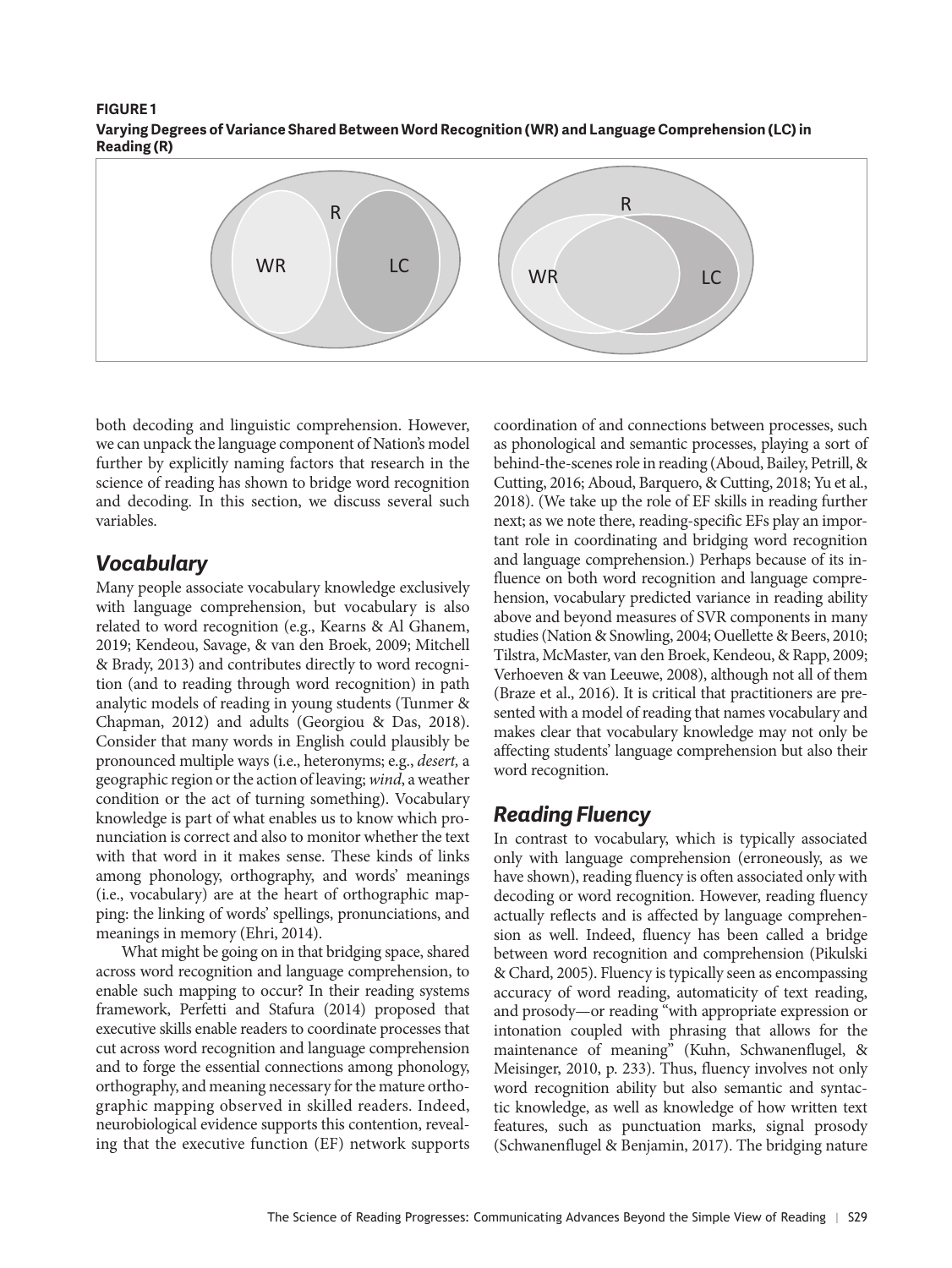**FIGURE 1**
**Varying Degrees of Variance Shared Between Word Recognition (WR) and Language Comprehension (LC) in Reading (R)**

both decoding and linguistic comprehension. However, we can unpack the language component of Nation's model further by explicitly naming factors that research in the science of reading has shown to bridge word recognition and decoding. In this section, we discuss several such variables.

## *Vocabulary*

Many people associate vocabulary knowledge exclusively with language comprehension, but vocabulary is also related to word recognition (e.g., Kearns & Al Ghanem, 2019; Kendeou, Savage, & van den Broek, 2009; Mitchell & Brady, 2013) and contributes directly to word recognition (and to reading through word recognition) in path analytic models of reading in young students (Tunmer & Chapman, 2012) and adults (Georgiou & Das, 2018). Consider that many words in English could plausibly be pronounced multiple ways (i.e., heteronyms; e.g., *desert,* a geographic region or the action of leaving; *wind*, a weather condition or the act of turning something). Vocabulary knowledge is part of what enables us to know which pronunciation is correct and also to monitor whether the text with that word in it makes sense. These kinds of links among phonology, orthography, and words' meanings (i.e., vocabulary) are at the heart of orthographic mapping: the linking of words' spellings, pronunciations, and meanings in memory (Ehri, 2014).

What might be going on in that bridging space, shared across word recognition and language comprehension, to enable such mapping to occur? In their reading systems framework, Perfetti and Stafura (2014) proposed that executive skills enable readers to coordinate processes that cut across word recognition and language comprehension and to forge the essential connections among phonology, orthography, and meaning necessary for the mature orthographic mapping observed in skilled readers. Indeed, neurobiological evidence supports this contention, revealing that the executive function (EF) network supports coordination of and connections between processes, such as phonological and semantic processes, playing a sort of behind-the-scenes role in reading (Aboud, Bailey, Petrill, & Cutting, 2016; Aboud, Barquero, & Cutting, 2018; Yu et al., 2018). (We take up the role of EF skills in reading further next; as we note there, reading-specific EFs play an important role in coordinating and bridging word recognition and language comprehension.) Perhaps because of its influence on both word recognition and language comprehension, vocabulary predicted variance in reading ability above and beyond measures of SVR components in many studies (Nation & Snowling, 2004; Ouellette & Beers, 2010; Tilstra, McMaster, van den Broek, Kendeou, & Rapp, 2009; Verhoeven & van Leeuwe, 2008), although not all of them (Braze et al., 2016). It is critical that practitioners are presented with a model of reading that names vocabulary and makes clear that vocabulary knowledge may not only be affecting students' language comprehension but also their word recognition.

## *Reading Fluency*

In contrast to vocabulary, which is typically associated only with language comprehension (erroneously, as we have shown), reading fluency is often associated only with decoding or word recognition. However, reading fluency actually reflects and is affected by language comprehension as well. Indeed, fluency has been called a bridge between word recognition and comprehension (Pikulski & Chard, 2005). Fluency is typically seen as encompassing accuracy of word reading, automaticity of text reading, and prosody—or reading "with appropriate expression or intonation coupled with phrasing that allows for the maintenance of meaning" (Kuhn, Schwanenflugel, & Meisinger, 2010, p. 233). Thus, fluency involves not only word recognition ability but also semantic and syntactic knowledge, as well as knowledge of how written text features, such as punctuation marks, signal prosody (Schwanenflugel & Benjamin, 2017). The bridging nature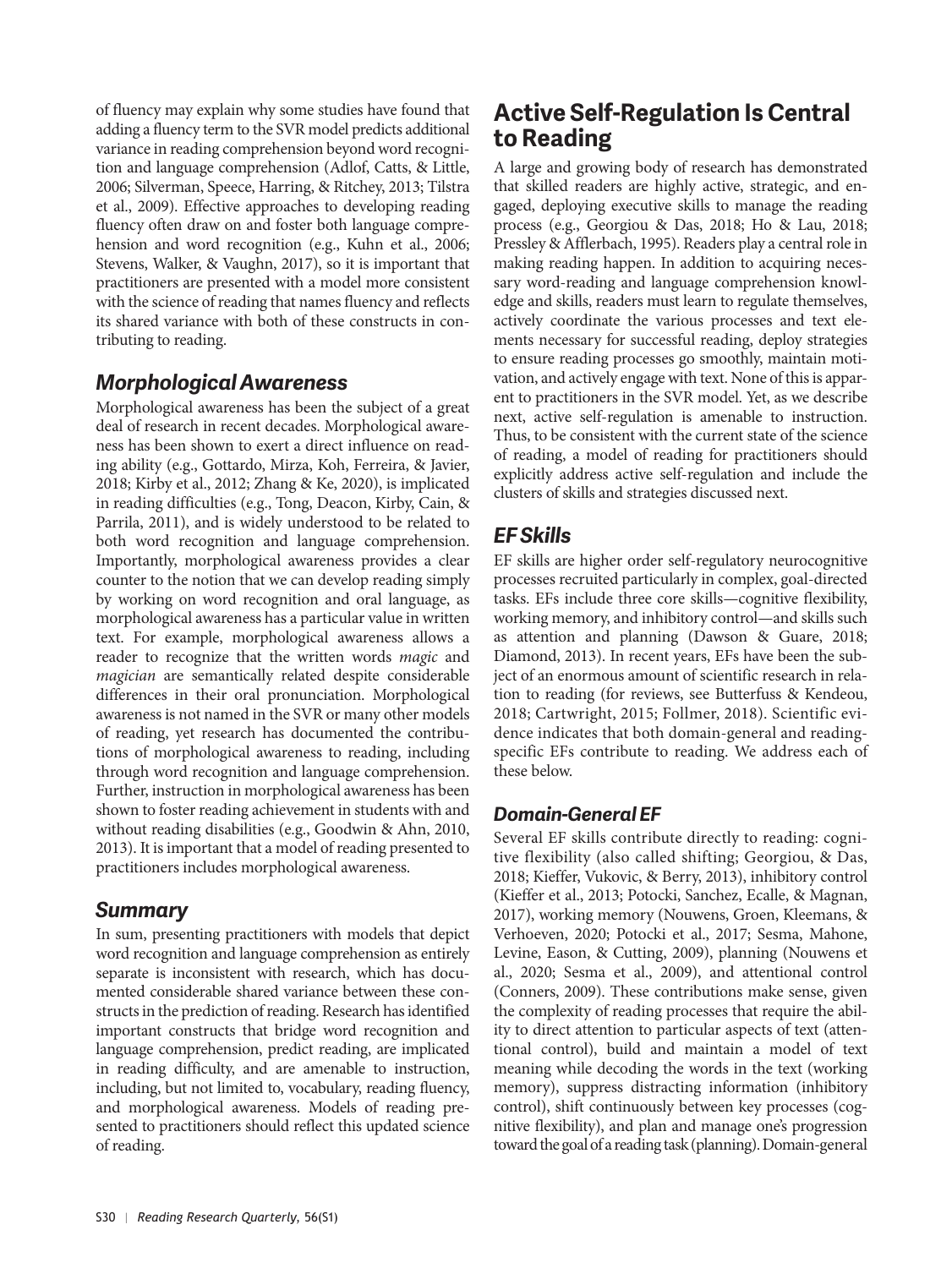of fluency may explain why some studies have found that adding a fluency term to the SVR model predicts additional variance in reading comprehension beyond word recognition and language comprehension (Adlof, Catts, & Little, 2006; Silverman, Speece, Harring, & Ritchey, 2013; Tilstra et al., 2009). Effective approaches to developing reading fluency often draw on and foster both language comprehension and word recognition (e.g., Kuhn et al., 2006; Stevens, Walker, & Vaughn, 2017), so it is important that practitioners are presented with a model more consistent with the science of reading that names fluency and reflects its shared variance with both of these constructs in contributing to reading.

### *Morphological Awareness*

Morphological awareness has been the subject of a great deal of research in recent decades. Morphological awareness has been shown to exert a direct influence on reading ability (e.g., Gottardo, Mirza, Koh, Ferreira, & Javier, 2018; Kirby et al., 2012; Zhang & Ke, 2020), is implicated in reading difficulties (e.g., Tong, Deacon, Kirby, Cain, & Parrila, 2011), and is widely understood to be related to both word recognition and language comprehension. Importantly, morphological awareness provides a clear counter to the notion that we can develop reading simply by working on word recognition and oral language, as morphological awareness has a particular value in written text. For example, morphological awareness allows a reader to recognize that the written words *magic* and *magician* are semantically related despite considerable differences in their oral pronunciation. Morphological awareness is not named in the SVR or many other models of reading, yet research has documented the contributions of morphological awareness to reading, including through word recognition and language comprehension. Further, instruction in morphological awareness has been shown to foster reading achievement in students with and without reading disabilities (e.g., Goodwin & Ahn, 2010, 2013). It is important that a model of reading presented to practitioners includes morphological awareness.

### *Summary*

In sum, presenting practitioners with models that depict word recognition and language comprehension as entirely separate is inconsistent with research, which has documented considerable shared variance between these constructs in the prediction of reading. Research has identified important constructs that bridge word recognition and language comprehension, predict reading, are implicated in reading difficulty, and are amenable to instruction, including, but not limited to, vocabulary, reading fluency, and morphological awareness. Models of reading presented to practitioners should reflect this updated science of reading.

## Active Self-Regulation Is Central to Reading

A large and growing body of research has demonstrated that skilled readers are highly active, strategic, and engaged, deploying executive skills to manage the reading process (e.g., Georgiou & Das, 2018; Ho & Lau, 2018; Pressley & Afflerbach, 1995). Readers play a central role in making reading happen. In addition to acquiring necessary word-reading and language comprehension knowledge and skills, readers must learn to regulate themselves, actively coordinate the various processes and text elements necessary for successful reading, deploy strategies to ensure reading processes go smoothly, maintain motivation, and actively engage with text. None of this is apparent to practitioners in the SVR model. Yet, as we describe next, active self-regulation is amenable to instruction. Thus, to be consistent with the current state of the science of reading, a model of reading for practitioners should explicitly address active self-regulation and include the clusters of skills and strategies discussed next.

### *EF Skills*

EF skills are higher order self-regulatory neurocognitive processes recruited particularly in complex, goal-directed tasks. EFs include three core skills—cognitive flexibility, working memory, and inhibitory control—and skills such as attention and planning (Dawson & Guare, 2018; Diamond, 2013). In recent years, EFs have been the subject of an enormous amount of scientific research in relation to reading (for reviews, see Butterfuss & Kendeou, 2018; Cartwright, 2015; Follmer, 2018). Scientific evidence indicates that both domain-general and reading-specific EFs contribute to reading. We address each of these below.

#### *Domain-General EF*

Several EF skills contribute directly to reading: cognitive flexibility (also called shifting; Georgiou, & Das, 2018; Kieffer, Vukovic, & Berry, 2013), inhibitory control (Kieffer et al., 2013; Potocki, Sanchez, Ecalle, & Magnan, 2017), working memory (Nouwens, Groen, Kleemans, & Verhoeven, 2020; Potocki et al., 2017; Sesma, Mahone, Levine, Eason, & Cutting, 2009), planning (Nouwens et al., 2020; Sesma et al., 2009), and attentional control (Conners, 2009). These contributions make sense, given the complexity of reading processes that require the ability to direct attention to particular aspects of text (attentional control), build and maintain a model of text meaning while decoding the words in the text (working memory), suppress distracting information (inhibitory control), shift continuously between key processes (cognitive flexibility), and plan and manage one's progression toward the goal of a reading task (planning). Domain-general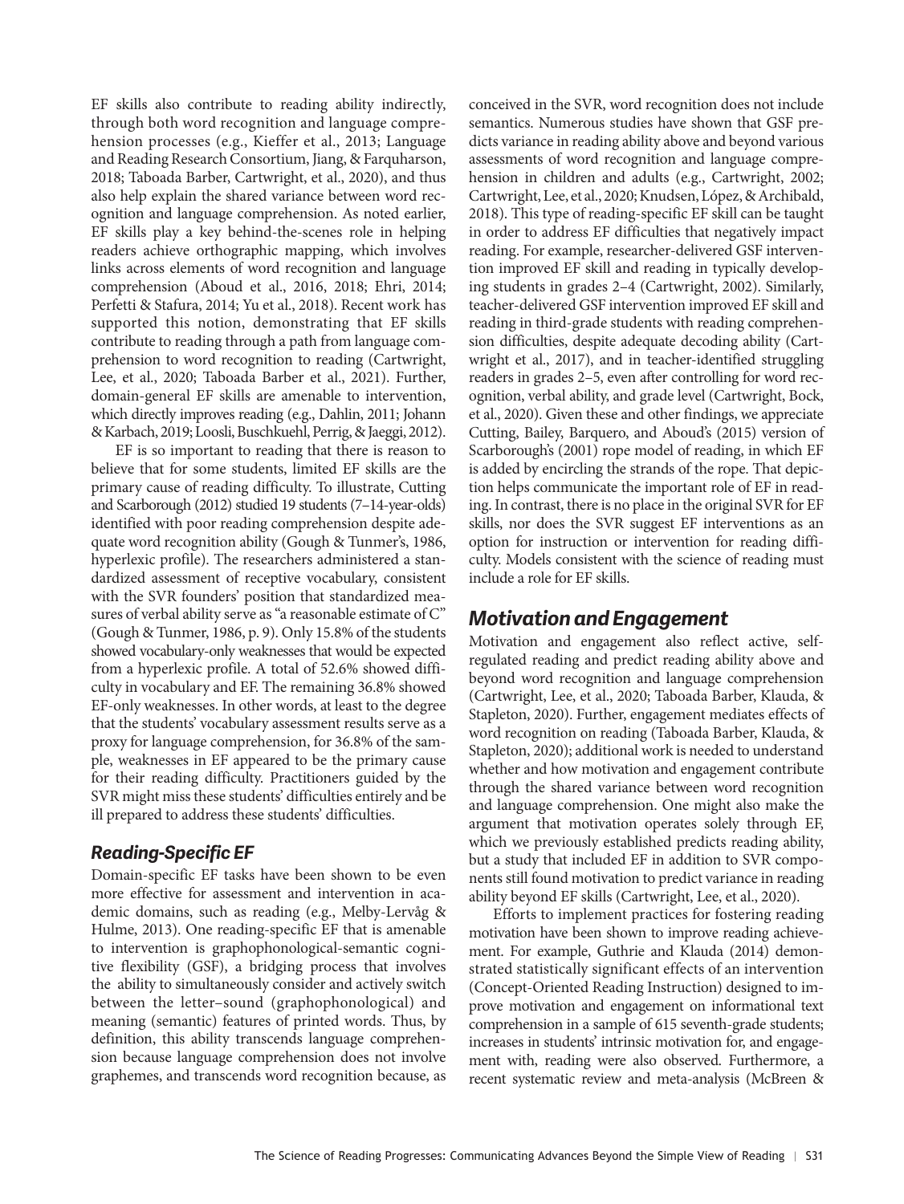EF skills also contribute to reading ability indirectly, through both word recognition and language comprehension processes (e.g., Kieffer et al., 2013; Language and Reading Research Consortium, Jiang, & Farquharson, 2018; Taboada Barber, Cartwright, et al., 2020), and thus also help explain the shared variance between word recognition and language comprehension. As noted earlier, EF skills play a key behind-the-scenes role in helping readers achieve orthographic mapping, which involves links across elements of word recognition and language comprehension (Aboud et al., 2016, 2018; Ehri, 2014; Perfetti & Stafura, 2014; Yu et al., 2018). Recent work has supported this notion, demonstrating that EF skills contribute to reading through a path from language comprehension to word recognition to reading (Cartwright, Lee, et al., 2020; Taboada Barber et al., 2021). Further, domain-general EF skills are amenable to intervention, which directly improves reading (e.g., Dahlin, 2011; Johann & Karbach, 2019; Loosli, Buschkuehl, Perrig, & Jaeggi, 2012).

EF is so important to reading that there is reason to believe that for some students, limited EF skills are the primary cause of reading difficulty. To illustrate, Cutting and Scarborough (2012) studied 19 students (7–14-year-olds) identified with poor reading comprehension despite adequate word recognition ability (Gough & Tunmer's, 1986, hyperlexic profile). The researchers administered a standardized assessment of receptive vocabulary, consistent with the SVR founders' position that standardized measures of verbal ability serve as "a reasonable estimate of C" (Gough & Tunmer, 1986, p. 9). Only 15.8% of the students showed vocabulary-only weaknesses that would be expected from a hyperlexic profile. A total of 52.6% showed difficulty in vocabulary and EF. The remaining 36.8% showed EF-only weaknesses. In other words, at least to the degree that the students' vocabulary assessment results serve as a proxy for language comprehension, for 36.8% of the sample, weaknesses in EF appeared to be the primary cause for their reading difficulty. Practitioners guided by the SVR might miss these students' difficulties entirely and be ill prepared to address these students' difficulties.

### *Reading-Specific EF*

Domain-specific EF tasks have been shown to be even more effective for assessment and intervention in academic domains, such as reading (e.g., Melby-Lervåg & Hulme, 2013). One reading-specific EF that is amenable to intervention is graphophonological-semantic cognitive flexibility (GSF), a bridging process that involves the ability to simultaneously consider and actively switch between the letter–sound (graphophonological) and meaning (semantic) features of printed words. Thus, by definition, this ability transcends language comprehension because language comprehension does not involve graphemes, and transcends word recognition because, as conceived in the SVR, word recognition does not include semantics. Numerous studies have shown that GSF predicts variance in reading ability above and beyond various assessments of word recognition and language comprehension in children and adults (e.g., Cartwright, 2002; Cartwright, Lee, et al., 2020; Knudsen, López, & Archibald, 2018). This type of reading-specific EF skill can be taught in order to address EF difficulties that negatively impact reading. For example, researcher-delivered GSF intervention improved EF skill and reading in typically developing students in grades 2–4 (Cartwright, 2002). Similarly, teacher-delivered GSF intervention improved EF skill and reading in third-grade students with reading comprehension difficulties, despite adequate decoding ability (Cartwright et al., 2017), and in teacher-identified struggling readers in grades 2–5, even after controlling for word recognition, verbal ability, and grade level (Cartwright, Bock, et al., 2020). Given these and other findings, we appreciate Cutting, Bailey, Barquero, and Aboud's (2015) version of Scarborough's (2001) rope model of reading, in which EF is added by encircling the strands of the rope. That depiction helps communicate the important role of EF in reading. In contrast, there is no place in the original SVR for EF skills, nor does the SVR suggest EF interventions as an option for instruction or intervention for reading difficulty. Models consistent with the science of reading must include a role for EF skills.

## *Motivation and Engagement*

Motivation and engagement also reflect active, self-regulated reading and predict reading ability above and beyond word recognition and language comprehension (Cartwright, Lee, et al., 2020; Taboada Barber, Klauda, & Stapleton, 2020). Further, engagement mediates effects of word recognition on reading (Taboada Barber, Klauda, & Stapleton, 2020); additional work is needed to understand whether and how motivation and engagement contribute through the shared variance between word recognition and language comprehension. One might also make the argument that motivation operates solely through EF, which we previously established predicts reading ability, but a study that included EF in addition to SVR components still found motivation to predict variance in reading ability beyond EF skills (Cartwright, Lee, et al., 2020).

Efforts to implement practices for fostering reading motivation have been shown to improve reading achievement. For example, Guthrie and Klauda (2014) demonstrated statistically significant effects of an intervention (Concept-Oriented Reading Instruction) designed to improve motivation and engagement on informational text comprehension in a sample of 615 seventh-grade students; increases in students' intrinsic motivation for, and engagement with, reading were also observed. Furthermore, a recent systematic review and meta-analysis (McBreen &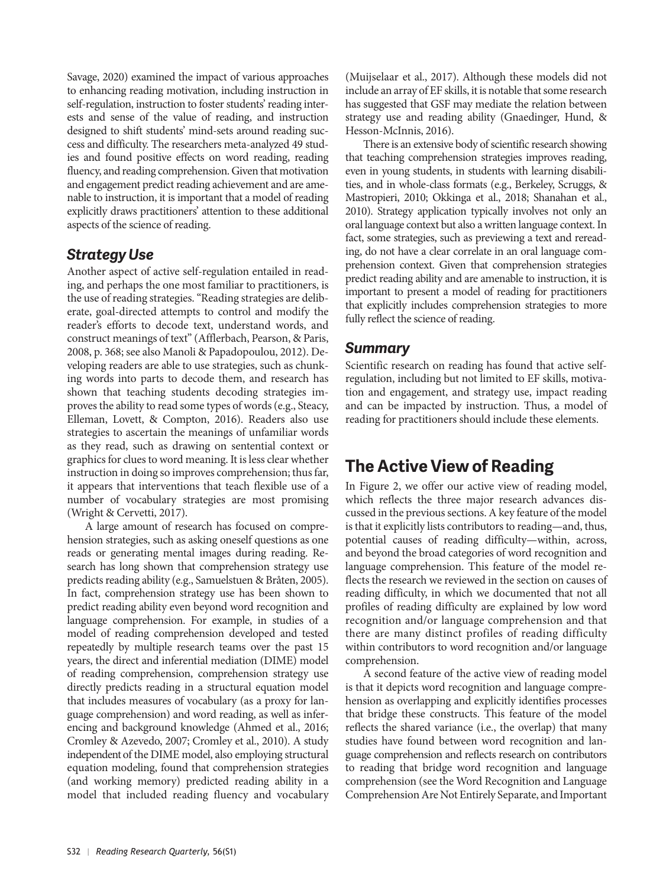Savage, 2020) examined the impact of various approaches to enhancing reading motivation, including instruction in self-regulation, instruction to foster students' reading interests and sense of the value of reading, and instruction designed to shift students' mind-sets around reading success and difficulty. The researchers meta-analyzed 49 studies and found positive effects on word reading, reading fluency, and reading comprehension. Given that motivation and engagement predict reading achievement and are amenable to instruction, it is important that a model of reading explicitly draws practitioners' attention to these additional aspects of the science of reading.

### *Strategy Use*

Another aspect of active self-regulation entailed in reading, and perhaps the one most familiar to practitioners, is the use of reading strategies. "Reading strategies are deliberate, goal-directed attempts to control and modify the reader's efforts to decode text, understand words, and construct meanings of text" (Afflerbach, Pearson, & Paris, 2008, p. 368; see also Manoli & Papadopoulou, 2012). Developing readers are able to use strategies, such as chunking words into parts to decode them, and research has shown that teaching students decoding strategies improves the ability to read some types of words (e.g., Steacy, Elleman, Lovett, & Compton, 2016). Readers also use strategies to ascertain the meanings of unfamiliar words as they read, such as drawing on sentential context or graphics for clues to word meaning. It is less clear whether instruction in doing so improves comprehension; thus far, it appears that interventions that teach flexible use of a number of vocabulary strategies are most promising (Wright & Cervetti, 2017).

A large amount of research has focused on comprehension strategies, such as asking oneself questions as one reads or generating mental images during reading. Research has long shown that comprehension strategy use predicts reading ability (e.g., Samuelstuen & Bråten, 2005). In fact, comprehension strategy use has been shown to predict reading ability even beyond word recognition and language comprehension. For example, in studies of a model of reading comprehension developed and tested repeatedly by multiple research teams over the past 15 years, the direct and inferential mediation (DIME) model of reading comprehension, comprehension strategy use directly predicts reading in a structural equation model that includes measures of vocabulary (as a proxy for language comprehension) and word reading, as well as inferencing and background knowledge (Ahmed et al., 2016; Cromley & Azevedo, 2007; Cromley et al., 2010). A study independent of the DIME model, also employing structural equation modeling, found that comprehension strategies (and working memory) predicted reading ability in a model that included reading fluency and vocabulary (Muijselaar et al., 2017). Although these models did not include an array of EF skills, it is notable that some research has suggested that GSF may mediate the relation between strategy use and reading ability (Gnaedinger, Hund, & Hesson-McInnis, 2016).

There is an extensive body of scientific research showing that teaching comprehension strategies improves reading, even in young students, in students with learning disabilities, and in whole-class formats (e.g., Berkeley, Scruggs, & Mastropieri, 2010; Okkinga et al., 2018; Shanahan et al., 2010). Strategy application typically involves not only an oral language context but also a written language context. In fact, some strategies, such as previewing a text and rereading, do not have a clear correlate in an oral language comprehension context. Given that comprehension strategies predict reading ability and are amenable to instruction, it is important to present a model of reading for practitioners that explicitly includes comprehension strategies to more fully reflect the science of reading.

### *Summary*

Scientific research on reading has found that active self-regulation, including but not limited to EF skills, motivation and engagement, and strategy use, impact reading and can be impacted by instruction. Thus, a model of reading for practitioners should include these elements.

## The Active View of Reading

In Figure 2, we offer our active view of reading model, which reflects the three major research advances discussed in the previous sections. A key feature of the model is that it explicitly lists contributors to reading—and, thus, potential causes of reading difficulty—within, across, and beyond the broad categories of word recognition and language comprehension. This feature of the model reflects the research we reviewed in the section on causes of reading difficulty, in which we documented that not all profiles of reading difficulty are explained by low word recognition and/or language comprehension and that there are many distinct profiles of reading difficulty within contributors to word recognition and/or language comprehension.

A second feature of the active view of reading model is that it depicts word recognition and language comprehension as overlapping and explicitly identifies processes that bridge these constructs. This feature of the model reflects the shared variance (i.e., the overlap) that many studies have found between word recognition and language comprehension and reflects research on contributors to reading that bridge word recognition and language comprehension (see the Word Recognition and Language Comprehension Are Not Entirely Separate, and Important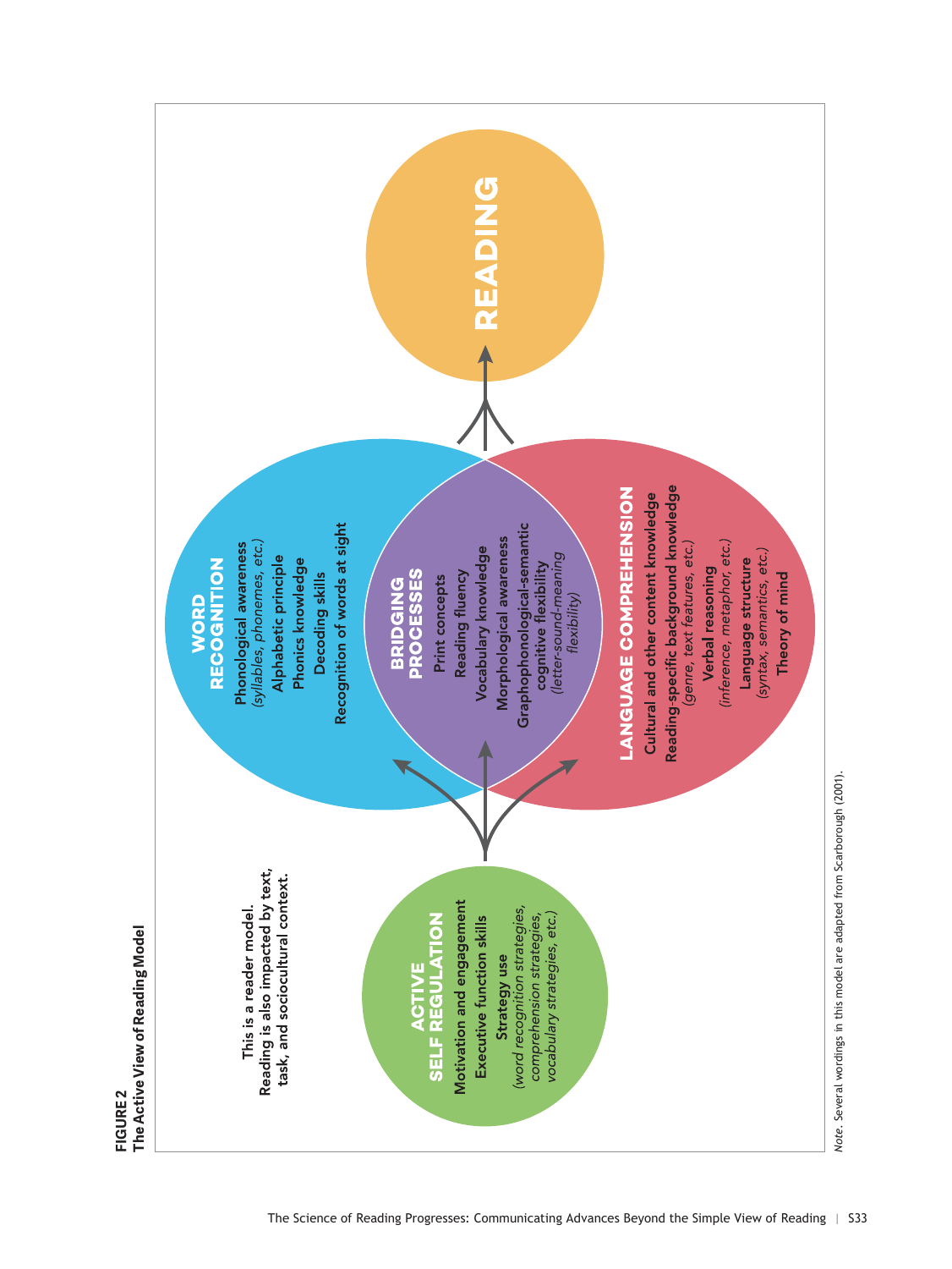**FIGURE 2**
**The Active View of Reading Model**

This is a reader model.
Reading is also impacted by text, task, and sociocultural context.

**ACTIVE SELF REGULATION**
Motivation and engagement
Executive function skills
Strategy use
*(word recognition strategies, comprehension strategies, vocabulary strategies, etc.)*

**WORD RECOGNITION**
Phonological awareness
*(syllables, phonemes, etc.)*
Alphabetic principle
Phonics knowledge
Decoding skills
Recognition of words at sight

**BRIDGING PROCESSES**
Print concepts
Reading fluency
Vocabulary knowledge
Morphological awareness
Graphophonological-semantic cognitive flexibility
*(letter-sound-meaning flexibility)*

**LANGUAGE COMPREHENSION**
Cultural and other content knowledge
Reading-specific background knowledge
*(genre, text features, etc.)*
Verbal reasoning
*(inference, metaphor, etc.)*
Language structure
*(syntax, semantics, etc.)*
Theory of mind

**READING**

*Note.* Several wordings in this model are adapted from Scarborough (2001).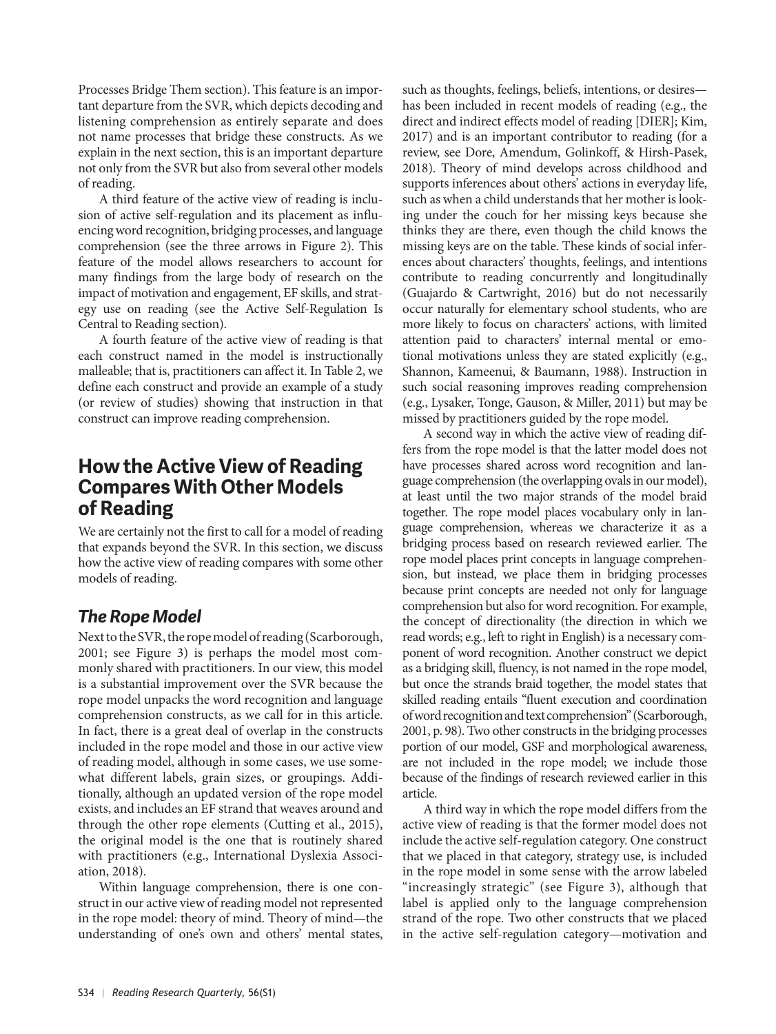Processes Bridge Them section). This feature is an important departure from the SVR, which depicts decoding and listening comprehension as entirely separate and does not name processes that bridge these constructs. As we explain in the next section, this is an important departure not only from the SVR but also from several other models of reading.

A third feature of the active view of reading is inclusion of active self-regulation and its placement as influencing word recognition, bridging processes, and language comprehension (see the three arrows in Figure 2). This feature of the model allows researchers to account for many findings from the large body of research on the impact of motivation and engagement, EF skills, and strategy use on reading (see the Active Self-Regulation Is Central to Reading section).

A fourth feature of the active view of reading is that each construct named in the model is instructionally malleable; that is, practitioners can affect it. In Table 2, we define each construct and provide an example of a study (or review of studies) showing that instruction in that construct can improve reading comprehension.

## How the Active View of Reading Compares With Other Models of Reading

We are certainly not the first to call for a model of reading that expands beyond the SVR. In this section, we discuss how the active view of reading compares with some other models of reading.

### *The Rope Model*

Next to the SVR, the rope model of reading (Scarborough, 2001; see Figure 3) is perhaps the model most commonly shared with practitioners. In our view, this model is a substantial improvement over the SVR because the rope model unpacks the word recognition and language comprehension constructs, as we call for in this article. In fact, there is a great deal of overlap in the constructs included in the rope model and those in our active view of reading model, although in some cases, we use somewhat different labels, grain sizes, or groupings. Additionally, although an updated version of the rope model exists, and includes an EF strand that weaves around and through the other rope elements (Cutting et al., 2015), the original model is the one that is routinely shared with practitioners (e.g., International Dyslexia Association, 2018).

Within language comprehension, there is one construct in our active view of reading model not represented in the rope model: theory of mind. Theory of mind—the understanding of one's own and others' mental states, such as thoughts, feelings, beliefs, intentions, or desires—has been included in recent models of reading (e.g., the direct and indirect effects model of reading [DIER]; Kim, 2017) and is an important contributor to reading (for a review, see Dore, Amendum, Golinkoff, & Hirsh-Pasek, 2018). Theory of mind develops across childhood and supports inferences about others' actions in everyday life, such as when a child understands that her mother is looking under the couch for her missing keys because she thinks they are there, even though the child knows the missing keys are on the table. These kinds of social inferences about characters' thoughts, feelings, and intentions contribute to reading concurrently and longitudinally (Guajardo & Cartwright, 2016) but do not necessarily occur naturally for elementary school students, who are more likely to focus on characters' actions, with limited attention paid to characters' internal mental or emotional motivations unless they are stated explicitly (e.g., Shannon, Kameenui, & Baumann, 1988). Instruction in such social reasoning improves reading comprehension (e.g., Lysaker, Tonge, Gauson, & Miller, 2011) but may be missed by practitioners guided by the rope model.

A second way in which the active view of reading differs from the rope model is that the latter model does not have processes shared across word recognition and language comprehension (the overlapping ovals in our model), at least until the two major strands of the model braid together. The rope model places vocabulary only in language comprehension, whereas we characterize it as a bridging process based on research reviewed earlier. The rope model places print concepts in language comprehension, but instead, we place them in bridging processes because print concepts are needed not only for language comprehension but also for word recognition. For example, the concept of directionality (the direction in which we read words; e.g., left to right in English) is a necessary component of word recognition. Another construct we depict as a bridging skill, fluency, is not named in the rope model, but once the strands braid together, the model states that skilled reading entails "fluent execution and coordination of word recognition and text comprehension" (Scarborough, 2001, p. 98). Two other constructs in the bridging processes portion of our model, GSF and morphological awareness, are not included in the rope model; we include those because of the findings of research reviewed earlier in this article.

A third way in which the rope model differs from the active view of reading is that the former model does not include the active self-regulation category. One construct that we placed in that category, strategy use, is included in the rope model in some sense with the arrow labeled "increasingly strategic" (see Figure 3), although that label is applied only to the language comprehension strand of the rope. Two other constructs that we placed in the active self-regulation category—motivation and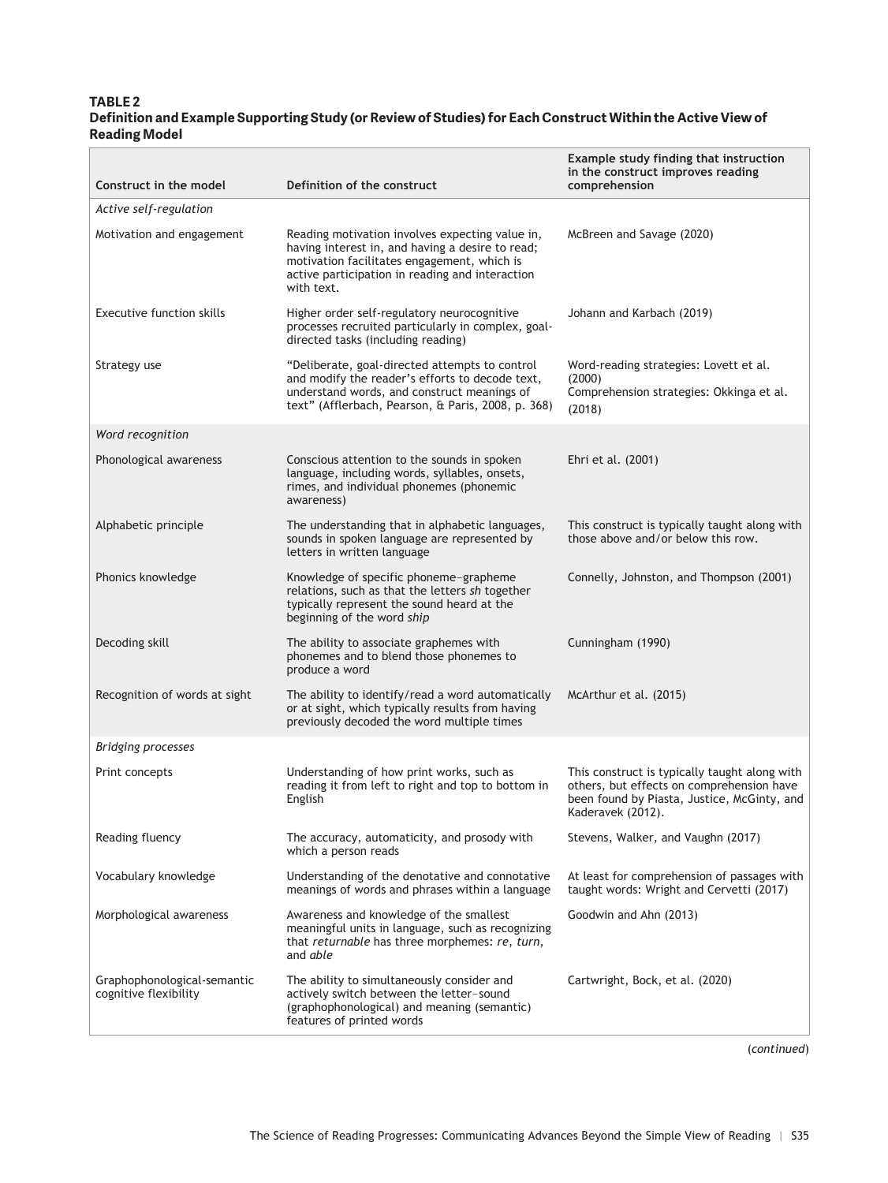**TABLE 2**
**Definition and Example Supporting Study (or Review of Studies) for Each Construct Within the Active View of Reading Model**

| Construct in the model | Definition of the construct | Example study finding that instruction in the construct improves reading comprehension |
|---|---|---|
| *Active self-regulation* | | |
| Motivation and engagement | Reading motivation involves expecting value in, having interest in, and having a desire to read; motivation facilitates engagement, which is active participation in reading and interaction with text. | McBreen and Savage (2020) |
| Executive function skills | Higher order self-regulatory neurocognitive processes recruited particularly in complex, goal-directed tasks (including reading) | Johann and Karbach (2019) |
| Strategy use | "Deliberate, goal-directed attempts to control and modify the reader's efforts to decode text, understand words, and construct meanings of text" (Afflerbach, Pearson, & Paris, 2008, p. 368) | Word-reading strategies: Lovett et al. (2000)<br>Comprehension strategies: Okkinga et al. (2018) |
| *Word recognition* | | |
| Phonological awareness | Conscious attention to the sounds in spoken language, including words, syllables, onsets, rimes, and individual phonemes (phonemic awareness) | Ehri et al. (2001) |
| Alphabetic principle | The understanding that in alphabetic languages, sounds in spoken language are represented by letters in written language | This construct is typically taught along with those above and/or below this row. |
| Phonics knowledge | Knowledge of specific phoneme–grapheme relations, such as that the letters *sh* together typically represent the sound heard at the beginning of the word *ship* | Connelly, Johnston, and Thompson (2001) |
| Decoding skill | The ability to associate graphemes with phonemes and to blend those phonemes to produce a word | Cunningham (1990) |
| Recognition of words at sight | The ability to identify/read a word automatically or at sight, which typically results from having previously decoded the word multiple times | McArthur et al. (2015) |
| *Bridging processes* | | |
| Print concepts | Understanding of how print works, such as reading it from left to right and top to bottom in English | This construct is typically taught along with others, but effects on comprehension have been found by Piasta, Justice, McGinty, and Kaderavek (2012). |
| Reading fluency | The accuracy, automaticity, and prosody with which a person reads | Stevens, Walker, and Vaughn (2017) |
| Vocabulary knowledge | Understanding of the denotative and connotative meanings of words and phrases within a language | At least for comprehension of passages with taught words: Wright and Cervetti (2017) |
| Morphological awareness | Awareness and knowledge of the smallest meaningful units in language, such as recognizing that *returnable* has three morphemes: *re*, *turn*, and *able* | Goodwin and Ahn (2013) |
| Graphophonological-semantic cognitive flexibility | The ability to simultaneously consider and actively switch between the letter–sound (graphophonological) and meaning (semantic) features of printed words | Cartwright, Bock, et al. (2020) |

(*continued*)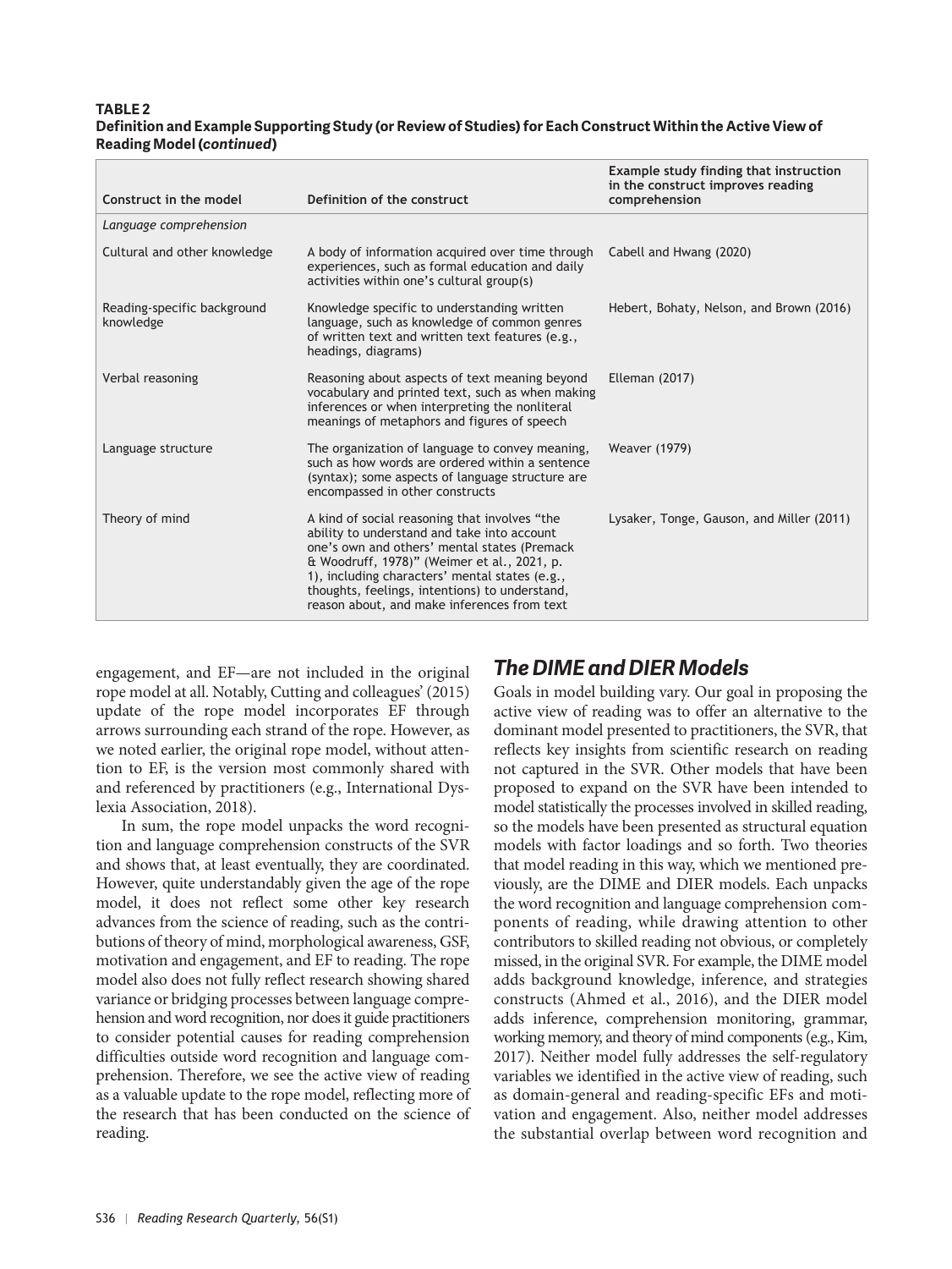**TABLE 2**
**Definition and Example Supporting Study (or Review of Studies) for Each Construct Within the Active View of Reading Model (*continued*)**

| Construct in the model | Definition of the construct | Example study finding that instruction in the construct improves reading comprehension |
|---|---|---|
| *Language comprehension* | | |
| Cultural and other knowledge | A body of information acquired over time through experiences, such as formal education and daily activities within one's cultural group(s) | Cabell and Hwang (2020) |
| Reading-specific background knowledge | Knowledge specific to understanding written language, such as knowledge of common genres of written text and written text features (e.g., headings, diagrams) | Hebert, Bohaty, Nelson, and Brown (2016) |
| Verbal reasoning | Reasoning about aspects of text meaning beyond vocabulary and printed text, such as when making inferences or when interpreting the nonliteral meanings of metaphors and figures of speech | Elleman (2017) |
| Language structure | The organization of language to convey meaning, such as how words are ordered within a sentence (syntax); some aspects of language structure are encompassed in other constructs | Weaver (1979) |
| Theory of mind | A kind of social reasoning that involves "the ability to understand and take into account one's own and others' mental states (Premack & Woodruff, 1978)" (Weimer et al., 2021, p. 1), including characters' mental states (e.g., thoughts, feelings, intentions) to understand, reason about, and make inferences from text | Lysaker, Tonge, Gauson, and Miller (2011) |

engagement, and EF—are not included in the original rope model at all. Notably, Cutting and colleagues' (2015) update of the rope model incorporates EF through arrows surrounding each strand of the rope. However, as we noted earlier, the original rope model, without attention to EF, is the version most commonly shared with and referenced by practitioners (e.g., International Dyslexia Association, 2018).

In sum, the rope model unpacks the word recognition and language comprehension constructs of the SVR and shows that, at least eventually, they are coordinated. However, quite understandably given the age of the rope model, it does not reflect some other key research advances from the science of reading, such as the contributions of theory of mind, morphological awareness, GSF, motivation and engagement, and EF to reading. The rope model also does not fully reflect research showing shared variance or bridging processes between language comprehension and word recognition, nor does it guide practitioners to consider potential causes for reading comprehension difficulties outside word recognition and language comprehension. Therefore, we see the active view of reading as a valuable update to the rope model, reflecting more of the research that has been conducted on the science of reading.

## The DIME and DIER Models

Goals in model building vary. Our goal in proposing the active view of reading was to offer an alternative to the dominant model presented to practitioners, the SVR, that reflects key insights from scientific research on reading not captured in the SVR. Other models that have been proposed to expand on the SVR have been intended to model statistically the processes involved in skilled reading, so the models have been presented as structural equation models with factor loadings and so forth. Two theories that model reading in this way, which we mentioned previously, are the DIME and DIER models. Each unpacks the word recognition and language comprehension components of reading, while drawing attention to other contributors to skilled reading not obvious, or completely missed, in the original SVR. For example, the DIME model adds background knowledge, inference, and strategies constructs (Ahmed et al., 2016), and the DIER model adds inference, comprehension monitoring, grammar, working memory, and theory of mind components (e.g., Kim, 2017). Neither model fully addresses the self-regulatory variables we identified in the active view of reading, such as domain-general and reading-specific EFs and motivation and engagement. Also, neither model addresses the substantial overlap between word recognition and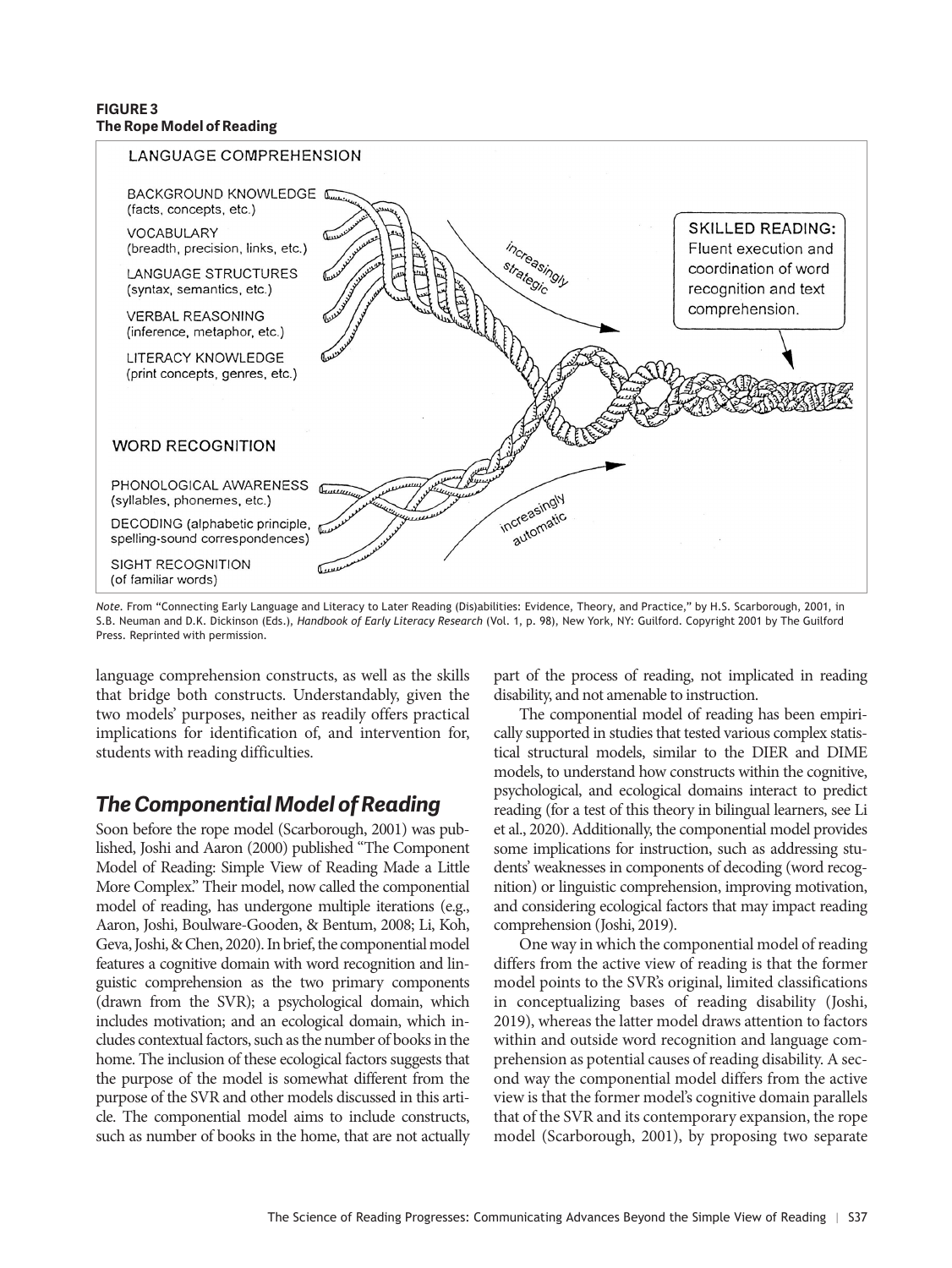**FIGURE 3**
**The Rope Model of Reading**

LANGUAGE COMPREHENSION

BACKGROUND KNOWLEDGE (facts, concepts, etc.)

VOCABULARY (breadth, precision, links, etc.)

LANGUAGE STRUCTURES (syntax, semantics, etc.)

VERBAL REASONING (inference, metaphor, etc.)

LITERACY KNOWLEDGE (print concepts, genres, etc.)

increasingly strategic

SKILLED READING: Fluent execution and coordination of word recognition and text comprehension.

WORD RECOGNITION

PHONOLOGICAL AWARENESS (syllables, phonemes, etc.)

DECODING (alphabetic principle, spelling-sound correspondences)

SIGHT RECOGNITION (of familiar words)

increasingly automatic

*Note.* From "Connecting Early Language and Literacy to Later Reading (Dis)abilities: Evidence, Theory, and Practice," by H.S. Scarborough, 2001, in S.B. Neuman and D.K. Dickinson (Eds.), *Handbook of Early Literacy Research* (Vol. 1, p. 98), New York, NY: Guilford. Copyright 2001 by The Guilford Press. Reprinted with permission.

language comprehension constructs, as well as the skills that bridge both constructs. Understandably, given the two models' purposes, neither as readily offers practical implications for identification of, and intervention for, students with reading difficulties.

## The Componential Model of Reading

Soon before the rope model (Scarborough, 2001) was published, Joshi and Aaron (2000) published "The Component Model of Reading: Simple View of Reading Made a Little More Complex." Their model, now called the componential model of reading, has undergone multiple iterations (e.g., Aaron, Joshi, Boulware-Gooden, & Bentum, 2008; Li, Koh, Geva, Joshi, & Chen, 2020). In brief, the componential model features a cognitive domain with word recognition and linguistic comprehension as the two primary components (drawn from the SVR); a psychological domain, which includes motivation; and an ecological domain, which includes contextual factors, such as the number of books in the home. The inclusion of these ecological factors suggests that the purpose of the model is somewhat different from the purpose of the SVR and other models discussed in this article. The componential model aims to include constructs, such as number of books in the home, that are not actually part of the process of reading, not implicated in reading disability, and not amenable to instruction.

The componential model of reading has been empirically supported in studies that tested various complex statistical structural models, similar to the DIER and DIME models, to understand how constructs within the cognitive, psychological, and ecological domains interact to predict reading (for a test of this theory in bilingual learners, see Li et al., 2020). Additionally, the componential model provides some implications for instruction, such as addressing students' weaknesses in components of decoding (word recognition) or linguistic comprehension, improving motivation, and considering ecological factors that may impact reading comprehension (Joshi, 2019).

One way in which the componential model of reading differs from the active view of reading is that the former model points to the SVR's original, limited classifications in conceptualizing bases of reading disability (Joshi, 2019), whereas the latter model draws attention to factors within and outside word recognition and language comprehension as potential causes of reading disability. A second way the componential model differs from the active view is that the former model's cognitive domain parallels that of the SVR and its contemporary expansion, the rope model (Scarborough, 2001), by proposing two separate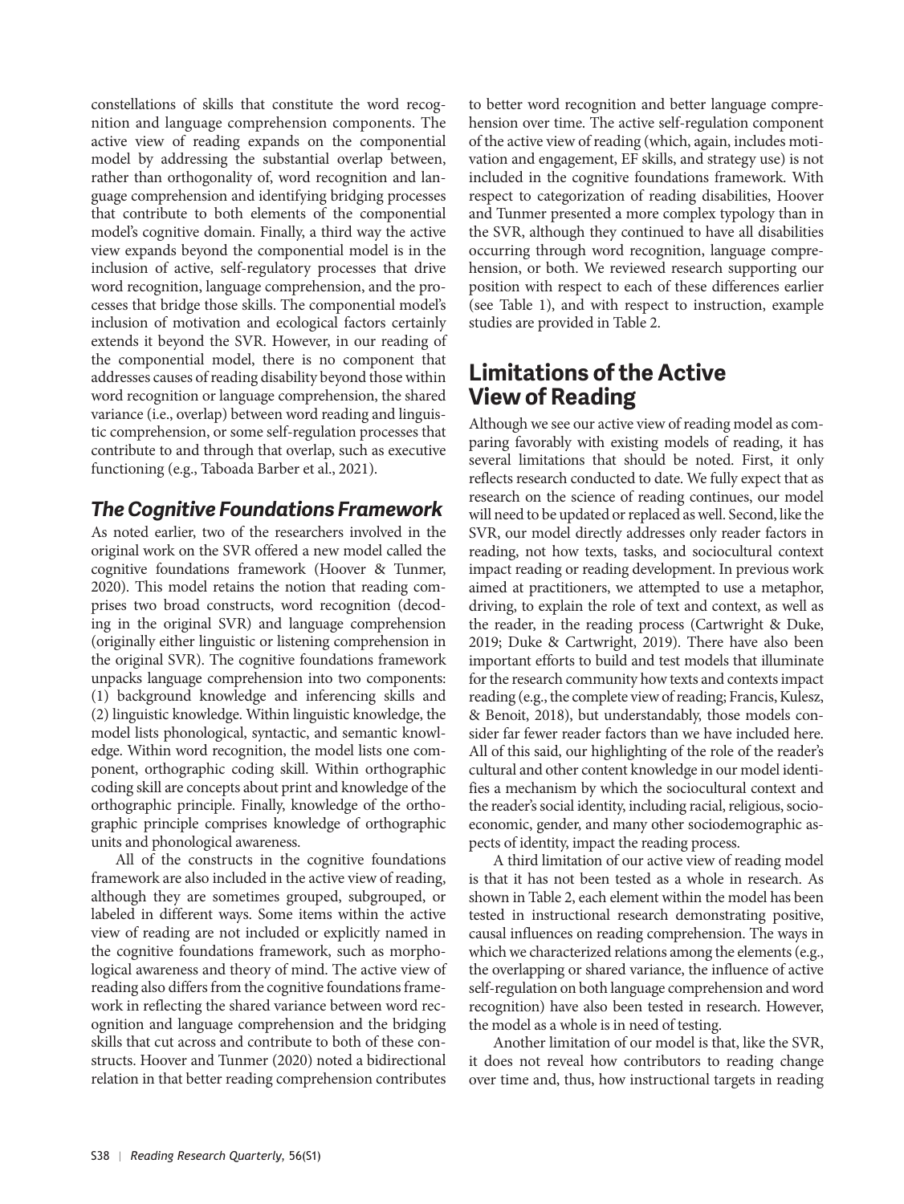constellations of skills that constitute the word recognition and language comprehension components. The active view of reading expands on the componential model by addressing the substantial overlap between, rather than orthogonality of, word recognition and language comprehension and identifying bridging processes that contribute to both elements of the componential model's cognitive domain. Finally, a third way the active view expands beyond the componential model is in the inclusion of active, self-regulatory processes that drive word recognition, language comprehension, and the processes that bridge those skills. The componential model's inclusion of motivation and ecological factors certainly extends it beyond the SVR. However, in our reading of the componential model, there is no component that addresses causes of reading disability beyond those within word recognition or language comprehension, the shared variance (i.e., overlap) between word reading and linguistic comprehension, or some self-regulation processes that contribute to and through that overlap, such as executive functioning (e.g., Taboada Barber et al., 2021).

### *The Cognitive Foundations Framework*

As noted earlier, two of the researchers involved in the original work on the SVR offered a new model called the cognitive foundations framework (Hoover & Tunmer, 2020). This model retains the notion that reading comprises two broad constructs, word recognition (decoding in the original SVR) and language comprehension (originally either linguistic or listening comprehension in the original SVR). The cognitive foundations framework unpacks language comprehension into two components: (1) background knowledge and inferencing skills and (2) linguistic knowledge. Within linguistic knowledge, the model lists phonological, syntactic, and semantic knowledge. Within word recognition, the model lists one component, orthographic coding skill. Within orthographic coding skill are concepts about print and knowledge of the orthographic principle. Finally, knowledge of the orthographic principle comprises knowledge of orthographic units and phonological awareness.

All of the constructs in the cognitive foundations framework are also included in the active view of reading, although they are sometimes grouped, subgrouped, or labeled in different ways. Some items within the active view of reading are not included or explicitly named in the cognitive foundations framework, such as morphological awareness and theory of mind. The active view of reading also differs from the cognitive foundations framework in reflecting the shared variance between word recognition and language comprehension and the bridging skills that cut across and contribute to both of these constructs. Hoover and Tunmer (2020) noted a bidirectional relation in that better reading comprehension contributes to better word recognition and better language comprehension over time. The active self-regulation component of the active view of reading (which, again, includes motivation and engagement, EF skills, and strategy use) is not included in the cognitive foundations framework. With respect to categorization of reading disabilities, Hoover and Tunmer presented a more complex typology than in the SVR, although they continued to have all disabilities occurring through word recognition, language comprehension, or both. We reviewed research supporting our position with respect to each of these differences earlier (see Table 1), and with respect to instruction, example studies are provided in Table 2.

## Limitations of the Active View of Reading

Although we see our active view of reading model as comparing favorably with existing models of reading, it has several limitations that should be noted. First, it only reflects research conducted to date. We fully expect that as research on the science of reading continues, our model will need to be updated or replaced as well. Second, like the SVR, our model directly addresses only reader factors in reading, not how texts, tasks, and sociocultural context impact reading or reading development. In previous work aimed at practitioners, we attempted to use a metaphor, driving, to explain the role of text and context, as well as the reader, in the reading process (Cartwright & Duke, 2019; Duke & Cartwright, 2019). There have also been important efforts to build and test models that illuminate for the research community how texts and contexts impact reading (e.g., the complete view of reading; Francis, Kulesz, & Benoit, 2018), but understandably, those models consider far fewer reader factors than we have included here. All of this said, our highlighting of the role of the reader's cultural and other content knowledge in our model identifies a mechanism by which the sociocultural context and the reader's social identity, including racial, religious, socioeconomic, gender, and many other sociodemographic aspects of identity, impact the reading process.

A third limitation of our active view of reading model is that it has not been tested as a whole in research. As shown in Table 2, each element within the model has been tested in instructional research demonstrating positive, causal influences on reading comprehension. The ways in which we characterized relations among the elements (e.g., the overlapping or shared variance, the influence of active self-regulation on both language comprehension and word recognition) have also been tested in research. However, the model as a whole is in need of testing.

Another limitation of our model is that, like the SVR, it does not reveal how contributors to reading change over time and, thus, how instructional targets in reading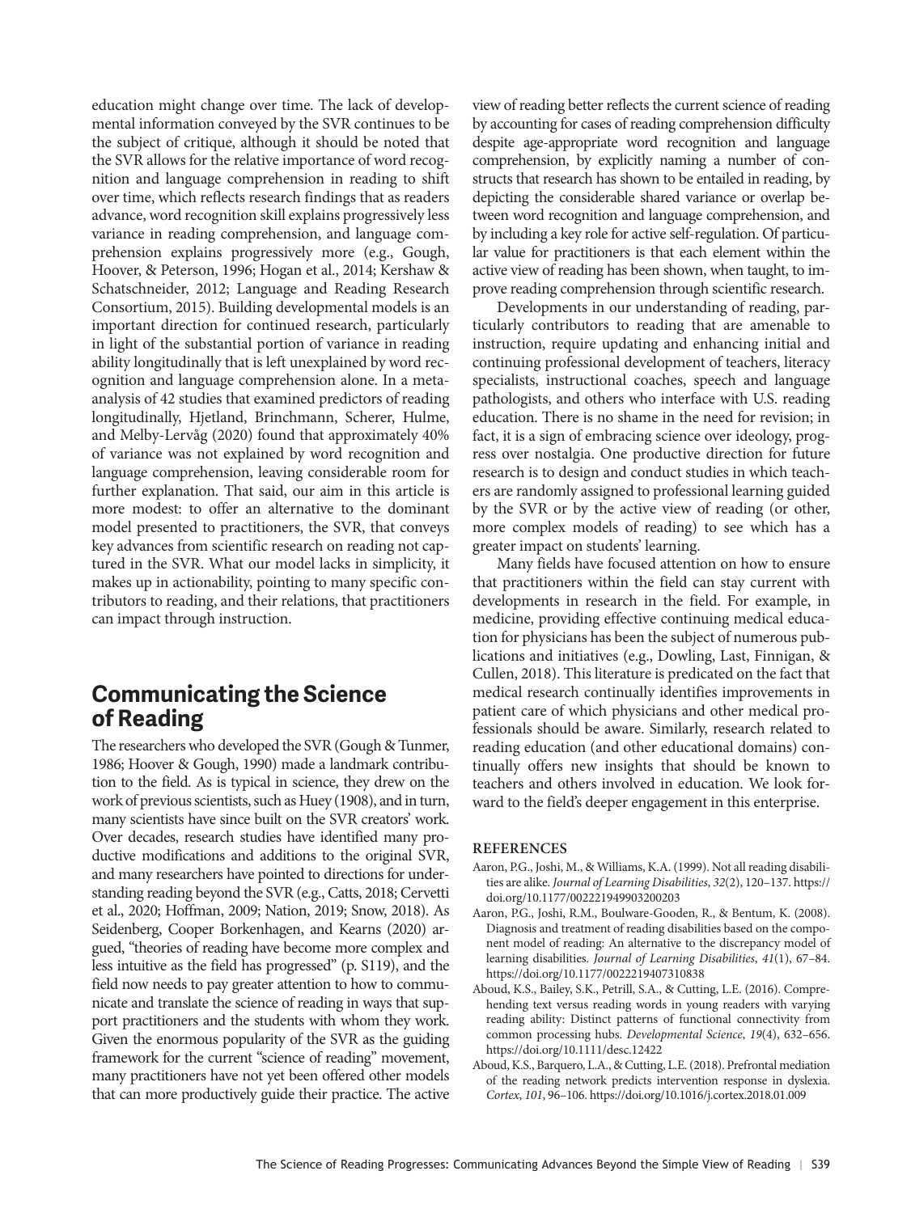education might change over time. The lack of developmental information conveyed by the SVR continues to be the subject of critique, although it should be noted that the SVR allows for the relative importance of word recognition and language comprehension in reading to shift over time, which reflects research findings that as readers advance, word recognition skill explains progressively less variance in reading comprehension, and language comprehension explains progressively more (e.g., Gough, Hoover, & Peterson, 1996; Hogan et al., 2014; Kershaw & Schatschneider, 2012; Language and Reading Research Consortium, 2015). Building developmental models is an important direction for continued research, particularly in light of the substantial portion of variance in reading ability longitudinally that is left unexplained by word recognition and language comprehension alone. In a meta-analysis of 42 studies that examined predictors of reading longitudinally, Hjetland, Brinchmann, Scherer, Hulme, and Melby-Lervåg (2020) found that approximately 40% of variance was not explained by word recognition and language comprehension, leaving considerable room for further explanation. That said, our aim in this article is more modest: to offer an alternative to the dominant model presented to practitioners, the SVR, that conveys key advances from scientific research on reading not captured in the SVR. What our model lacks in simplicity, it makes up in actionability, pointing to many specific contributors to reading, and their relations, that practitioners can impact through instruction.

## Communicating the Science of Reading

The researchers who developed the SVR (Gough & Tunmer, 1986; Hoover & Gough, 1990) made a landmark contribution to the field. As is typical in science, they drew on the work of previous scientists, such as Huey (1908), and in turn, many scientists have since built on the SVR creators' work. Over decades, research studies have identified many productive modifications and additions to the original SVR, and many researchers have pointed to directions for understanding reading beyond the SVR (e.g., Catts, 2018; Cervetti et al., 2020; Hoffman, 2009; Nation, 2019; Snow, 2018). As Seidenberg, Cooper Borkenhagen, and Kearns (2020) argued, "theories of reading have become more complex and less intuitive as the field has progressed" (p. S119), and the field now needs to pay greater attention to how to communicate and translate the science of reading in ways that support practitioners and the students with whom they work. Given the enormous popularity of the SVR as the guiding framework for the current "science of reading" movement, many practitioners have not yet been offered other models that can more productively guide their practice. The active view of reading better reflects the current science of reading by accounting for cases of reading comprehension difficulty despite age-appropriate word recognition and language comprehension, by explicitly naming a number of constructs that research has shown to be entailed in reading, by depicting the considerable shared variance or overlap between word recognition and language comprehension, and by including a key role for active self-regulation. Of particular value for practitioners is that each element within the active view of reading has been shown, when taught, to improve reading comprehension through scientific research.

Developments in our understanding of reading, particularly contributors to reading that are amenable to instruction, require updating and enhancing initial and continuing professional development of teachers, literacy specialists, instructional coaches, speech and language pathologists, and others who interface with U.S. reading education. There is no shame in the need for revision; in fact, it is a sign of embracing science over ideology, progress over nostalgia. One productive direction for future research is to design and conduct studies in which teachers are randomly assigned to professional learning guided by the SVR or by the active view of reading (or other, more complex models of reading) to see which has a greater impact on students' learning.

Many fields have focused attention on how to ensure that practitioners within the field can stay current with developments in research in the field. For example, in medicine, providing effective continuing medical education for physicians has been the subject of numerous publications and initiatives (e.g., Dowling, Last, Finnigan, & Cullen, 2018). This literature is predicated on the fact that medical research continually identifies improvements in patient care of which physicians and other medical professionals should be aware. Similarly, research related to reading education (and other educational domains) continually offers new insights that should be known to teachers and others involved in education. We look forward to the field's deeper engagement in this enterprise.

### REFERENCES

Aaron, P.G., Joshi, M., & Williams, K.A. (1999). Not all reading disabilities are alike. *Journal of Learning Disabilities*, *32*(2), 120–137. https://doi.org/10.1177/002221949903200203

Aaron, P.G., Joshi, R.M., Boulware-Gooden, R., & Bentum, K. (2008). Diagnosis and treatment of reading disabilities based on the component model of reading: An alternative to the discrepancy model of learning disabilities. *Journal of Learning Disabilities*, *41*(1), 67–84. https://doi.org/10.1177/0022219407310838

Aboud, K.S., Bailey, S.K., Petrill, S.A., & Cutting, L.E. (2016). Comprehending text versus reading words in young readers with varying reading ability: Distinct patterns of functional connectivity from common processing hubs. *Developmental Science*, *19*(4), 632–656. https://doi.org/10.1111/desc.12422

Aboud, K.S., Barquero, L.A., & Cutting, L.E. (2018). Prefrontal mediation of the reading network predicts intervention response in dyslexia. *Cortex*, *101*, 96–106. https://doi.org/10.1016/j.cortex.2018.01.009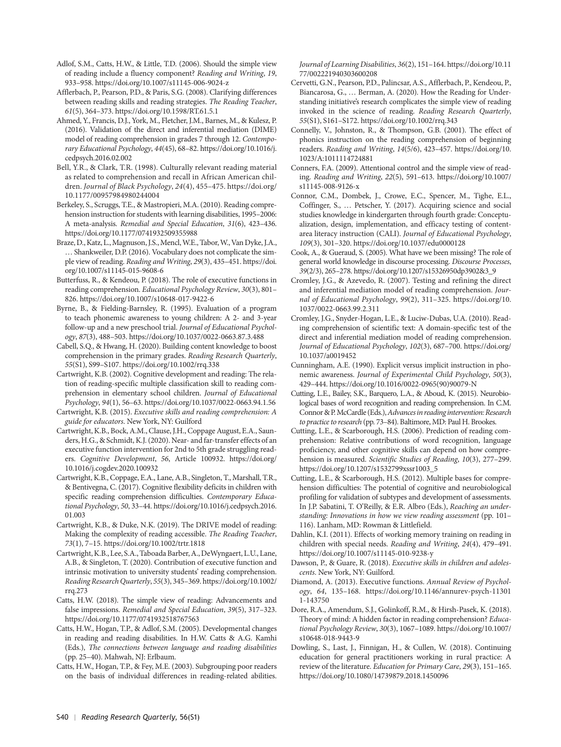Adlof, S.M., Catts, H.W., & Little, T.D. (2006). Should the simple view of reading include a fluency component? *Reading and Writing*, *19*, 933–958. https://doi.org/10.1007/s11145-006-9024-z

Afflerbach, P., Pearson, P.D., & Paris, S.G. (2008). Clarifying differences between reading skills and reading strategies. *The Reading Teacher*, *61*(5), 364–373. https://doi.org/10.1598/RT.61.5.1

Ahmed, Y., Francis, D.J., York, M., Fletcher, J.M., Barnes, M., & Kulesz, P. (2016). Validation of the direct and inferential mediation (DIME) model of reading comprehension in grades 7 through 12. *Contemporary Educational Psychology*, *44*(45), 68–82. https://doi.org/10.1016/j.cedpsych.2016.02.002

Bell, Y.R., & Clark, T.R. (1998). Culturally relevant reading material as related to comprehension and recall in African American children. *Journal of Black Psychology*, *24*(4), 455–475. https://doi.org/10.1177/00957984980244004

Berkeley, S., Scruggs, T.E., & Mastropieri, M.A. (2010). Reading comprehension instruction for students with learning disabilities, 1995–2006: A meta-analysis. *Remedial and Special Education*, *31*(6), 423–436. https://doi.org/10.1177/0741932509355988

Braze, D., Katz, L., Magnuson, J.S., Mencl, W.E., Tabor, W., Van Dyke, J.A., … Shankweiler, D.P. (2016). Vocabulary does not complicate the simple view of reading. *Reading and Writing*, *29*(3), 435–451. https://doi.org/10.1007/s11145-015-9608-6

Butterfuss, R., & Kendeou, P. (2018). The role of executive functions in reading comprehension. *Educational Psychology Review*, *30*(3), 801–826. https://doi.org/10.1007/s10648-017-9422-6

Byrne, B., & Fielding-Barnsley, R. (1995). Evaluation of a program to teach phonemic awareness to young children: A 2- and 3-year follow-up and a new preschool trial. *Journal of Educational Psychology*, *87*(3), 488–503. https://doi.org/10.1037/0022-0663.87.3.488

Cabell, S.Q., & Hwang, H. (2020). Building content knowledge to boost comprehension in the primary grades. *Reading Research Quarterly*, *55*(S1), S99–S107. https://doi.org/10.1002/rrq.338

Cartwright, K.B. (2002). Cognitive development and reading: The relation of reading-specific multiple classification skill to reading comprehension in elementary school children. *Journal of Educational Psychology*, *94*(1), 56–63. https://doi.org/10.1037/0022-0663.94.1.56

Cartwright, K.B. (2015). *Executive skills and reading comprehension: A guide for educators*. New York, NY: Guilford

Cartwright, K.B., Bock, A.M., Clause, J.H., Coppage August, E.A., Saunders, H.G., & Schmidt, K.J. (2020). Near- and far-transfer effects of an executive function intervention for 2nd to 5th grade struggling readers. *Cognitive Development*, *56*, Article 100932. https://doi.org/10.1016/j.cogdev.2020.100932

Cartwright, K.B., Coppage, E.A., Lane, A.B., Singleton, T., Marshall, T.R., & Bentivegna, C. (2017). Cognitive flexibility deficits in children with specific reading comprehension difficulties. *Contemporary Educational Psychology*, *50*, 33–44. https://doi.org/10.1016/j.cedpsych.2016.01.003

Cartwright, K.B., & Duke, N.K. (2019). The DRIVE model of reading: Making the complexity of reading accessible. *The Reading Teacher*, *73*(1), 7–15. https://doi.org/10.1002/trtr.1818

Cartwright, K.B., Lee, S.A., Taboada Barber, A., DeWyngaert, L.U., Lane, A.B., & Singleton, T. (2020). Contribution of executive function and intrinsic motivation to university students' reading comprehension. *Reading Research Quarterly*, *55*(3), 345–369. https://doi.org/10.1002/rrq.273

Catts, H.W. (2018). The simple view of reading: Advancements and false impressions. *Remedial and Special Education*, *39*(5), 317–323. https://doi.org/10.1177/0741932518767563

Catts, H.W., Hogan, T.P., & Adlof, S.M. (2005). Developmental changes in reading and reading disabilities. In H.W. Catts & A.G. Kamhi (Eds.), *The connections between language and reading disabilities* (pp. 25–40). Mahwah, NJ: Erlbaum.

Catts, H.W., Hogan, T.P., & Fey, M.E. (2003). Subgrouping poor readers on the basis of individual differences in reading-related abilities. *Journal of Learning Disabilities*, *36*(2), 151–164. https://doi.org/10.1177/002221940303600208

Cervetti, G.N., Pearson, P.D., Palincsar, A.S., Afflerbach, P., Kendeou, P., Biancarosa, G., … Berman, A. (2020). How the Reading for Understanding initiative's research complicates the simple view of reading invoked in the science of reading. *Reading Research Quarterly*, *55*(S1), S161–S172. https://doi.org/10.1002/rrq.343

Connelly, V., Johnston, R., & Thompson, G.B. (2001). The effect of phonics instruction on the reading comprehension of beginning readers. *Reading and Writing*, *14*(5/6), 423–457. https://doi.org/10.1023/A:1011114724881

Conners, F.A. (2009). Attentional control and the simple view of reading. *Reading and Writing*, *22*(5), 591–613. https://doi.org/10.1007/s11145-008-9126-x

Connor, C.M., Dombek, J., Crowe, E.C., Spencer, M., Tighe, E.L., Coffinger, S., … Petscher, Y. (2017). Acquiring science and social studies knowledge in kindergarten through fourth grade: Conceptualization, design, implementation, and efficacy testing of content-area literacy instruction (CALI). *Journal of Educational Psychology*, *109*(3), 301–320. https://doi.org/10.1037/edu0000128

Cook, A., & Gueraud, S. (2005). What have we been missing? The role of general world knowledge in discourse processing. *Discourse Processes*, *39*(2/3), 265–278. https://doi.org/10.1207/s15326950dp3902&3_9

Cromley, J.G., & Azevedo, R. (2007). Testing and refining the direct and inferential mediation model of reading comprehension. *Journal of Educational Psychology*, *99*(2), 311–325. https://doi.org/10.1037/0022-0663.99.2.311

Cromley, J.G., Snyder-Hogan, L.E., & Luciw-Dubas, U.A. (2010). Reading comprehension of scientific text: A domain-specific test of the direct and inferential mediation model of reading comprehension. *Journal of Educational Psychology*, *102*(3), 687–700. https://doi.org/10.1037/a0019452

Cunningham, A.E. (1990). Explicit versus implicit instruction in phonemic awareness. *Journal of Experimental Child Psychology*, *50*(3), 429–444. https://doi.org/10.1016/0022-0965(90)90079-N

Cutting, L.E., Bailey, S.K., Barquero, L.A., & Aboud, K. (2015). Neurobiological bases of word recognition and reading comprehension. In C.M. Connor & P. McCardle (Eds.), *Advances in reading intervention: Research to practice to research* (pp. 73–84). Baltimore, MD: Paul H. Brookes.

Cutting, L.E., & Scarborough, H.S. (2006). Prediction of reading comprehension: Relative contributions of word recognition, language proficiency, and other cognitive skills can depend on how comprehension is measured. *Scientific Studies of Reading*, *10*(3), 277–299. https://doi.org/10.1207/s1532799xssr1003_5

Cutting, L.E., & Scarborough, H.S. (2012). Multiple bases for comprehension difficulties: The potential of cognitive and neurobiological profiling for validation of subtypes and development of assessments. In J.P. Sabatini, T. O'Reilly, & E.R. Albro (Eds.), *Reaching an understanding: Innovations in how we view reading assessment* (pp. 101–116). Lanham, MD: Rowman & Littlefield.

Dahlin, K.I. (2011). Effects of working memory training on reading in children with special needs. *Reading and Writing*, *24*(4), 479–491. https://doi.org/10.1007/s11145-010-9238-y

Dawson, P., & Guare, R. (2018). *Executive skills in children and adolescents*. New York, NY: Guilford.

Diamond, A. (2013). Executive functions. *Annual Review of Psychology*, *64*, 135–168. https://doi.org/10.1146/annurev-psych-113011-143750

Dore, R.A., Amendum, S.J., Golinkoff, R.M., & Hirsh-Pasek, K. (2018). Theory of mind: A hidden factor in reading comprehension? *Educational Psychology Review*, *30*(3), 1067–1089. https://doi.org/10.1007/s10648-018-9443-9

Dowling, S., Last, J., Finnigan, H., & Cullen, W. (2018). Continuing education for general practitioners working in rural practice: A review of the literature. *Education for Primary Care*, *29*(3), 151–165. https://doi.org/10.1080/14739879.2018.1450096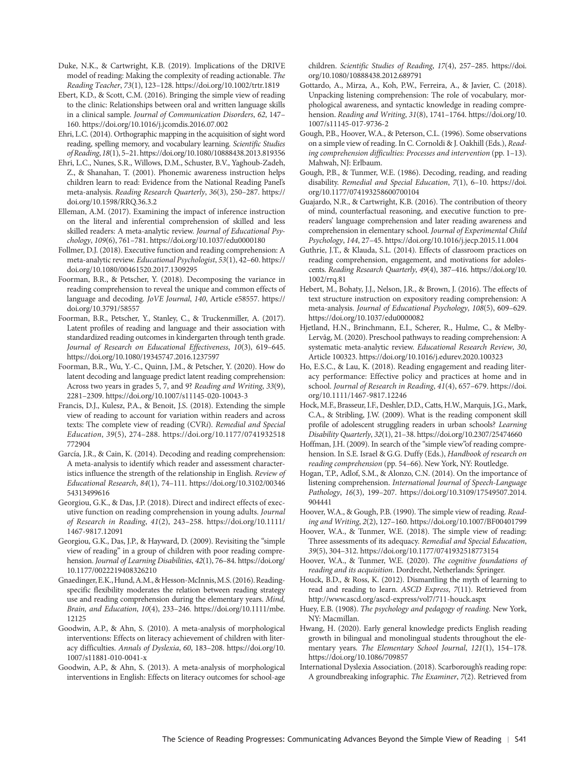Duke, N.K., & Cartwright, K.B. (2019). Implications of the DRIVE model of reading: Making the complexity of reading actionable. *The Reading Teacher*, *73*(1), 123–128. https://doi.org/10.1002/trtr.1819

Ebert, K.D., & Scott, C.M. (2016). Bringing the simple view of reading to the clinic: Relationships between oral and written language skills in a clinical sample. *Journal of Communication Disorders*, *62*, 147–160. https://doi.org/10.1016/j.jcomdis.2016.07.002

Ehri, L.C. (2014). Orthographic mapping in the acquisition of sight word reading, spelling memory, and vocabulary learning. *Scientific Studies of Reading*, *18*(1), 5–21. https://doi.org/10.1080/10888438.2013.819356

Ehri, L.C., Nunes, S.R., Willows, D.M., Schuster, B.V., Yaghoub-Zadeh, Z., & Shanahan, T. (2001). Phonemic awareness instruction helps children learn to read: Evidence from the National Reading Panel's meta-analysis. *Reading Research Quarterly*, *36*(3), 250–287. https://doi.org/10.1598/RRQ.36.3.2

Elleman, A.M. (2017). Examining the impact of inference instruction on the literal and inferential comprehension of skilled and less skilled readers: A meta-analytic review. *Journal of Educational Psychology*, *109*(6), 761–781. https://doi.org/10.1037/edu0000180

Follmer, D.J. (2018). Executive function and reading comprehension: A meta-analytic review. *Educational Psychologist*, *53*(1), 42–60. https://doi.org/10.1080/00461520.2017.1309295

Foorman, B.R., & Petscher, Y. (2018). Decomposing the variance in reading comprehension to reveal the unique and common effects of language and decoding. *JoVE Journal*, *140*, Article e58557. https://doi.org/10.3791/58557

Foorman, B.R., Petscher, Y., Stanley, C., & Truckenmiller, A. (2017). Latent profiles of reading and language and their association with standardized reading outcomes in kindergarten through tenth grade. *Journal of Research on Educational Effectiveness*, *10*(3), 619–645. https://doi.org/10.1080/19345747.2016.1237597

Foorman, B.R., Wu, Y.-C., Quinn, J.M., & Petscher, Y. (2020). How do latent decoding and language predict latent reading comprehension: Across two years in grades 5, 7, and 9? *Reading and Writing*, *33*(9), 2281–2309. https://doi.org/10.1007/s11145-020-10043-3

Francis, D.J., Kulesz, P.A., & Benoit, J.S. (2018). Extending the simple view of reading to account for variation within readers and across texts: The complete view of reading (CVR*i*). *Remedial and Special Education*, *39*(5), 274–288. https://doi.org/10.1177/0741932518772904

García, J.R., & Cain, K. (2014). Decoding and reading comprehension: A meta-analysis to identify which reader and assessment characteristics influence the strength of the relationship in English. *Review of Educational Research*, *84*(1), 74–111. https://doi.org/10.3102/0034654313499616

Georgiou, G.K., & Das, J.P. (2018). Direct and indirect effects of executive function on reading comprehension in young adults. *Journal of Research in Reading*, *41*(2), 243–258. https://doi.org/10.1111/1467-9817.12091

Georgiou, G.K., Das, J.P., & Hayward, D. (2009). Revisiting the "simple view of reading" in a group of children with poor reading comprehension. *Journal of Learning Disabilities*, *42*(1), 76–84. https://doi.org/10.1177/0022219408326210

Gnaedinger, E.K., Hund, A.M., & Hesson-McInnis, M.S. (2016). Reading-specific flexibility moderates the relation between reading strategy use and reading comprehension during the elementary years. *Mind, Brain, and Education*, *10*(4), 233–246. https://doi.org/10.1111/mbe.12125

Goodwin, A.P., & Ahn, S. (2010). A meta-analysis of morphological interventions: Effects on literacy achievement of children with literacy difficulties. *Annals of Dyslexia*, *60*, 183–208. https://doi.org/10.1007/s11881-010-0041-x

Goodwin, A.P., & Ahn, S. (2013). A meta-analysis of morphological interventions in English: Effects on literacy outcomes for school-age children. *Scientific Studies of Reading*, *17*(4), 257–285. https://doi.org/10.1080/10888438.2012.689791

Gottardo, A., Mirza, A., Koh, P.W., Ferreira, A., & Javier, C. (2018). Unpacking listening comprehension: The role of vocabulary, morphological awareness, and syntactic knowledge in reading comprehension. *Reading and Writing*, *31*(8), 1741–1764. https://doi.org/10.1007/s11145-017-9736-2

Gough, P.B., Hoover, W.A., & Peterson, C.L. (1996). Some observations on a simple view of reading. In C. Cornoldi & J. Oakhill (Eds.), *Reading comprehension difficulties: Processes and intervention* (pp. 1–13). Mahwah, NJ: Erlbaum.

Gough, P.B., & Tunmer, W.E. (1986). Decoding, reading, and reading disability. *Remedial and Special Education*, *7*(1), 6–10. https://doi.org/10.1177/074193258600700104

Guajardo, N.R., & Cartwright, K.B. (2016). The contribution of theory of mind, counterfactual reasoning, and executive function to prereaders' language comprehension and later reading awareness and comprehension in elementary school. *Journal of Experimental Child Psychology*, *144*, 27–45. https://doi.org/10.1016/j.jecp.2015.11.004

Guthrie, J.T., & Klauda, S.L. (2014). Effects of classroom practices on reading comprehension, engagement, and motivations for adolescents. *Reading Research Quarterly*, *49*(4), 387–416. https://doi.org/10.1002/rrq.81

Hebert, M., Bohaty, J.J., Nelson, J.R., & Brown, J. (2016). The effects of text structure instruction on expository reading comprehension: A meta-analysis. *Journal of Educational Psychology*, *108*(5), 609–629. https://doi.org/10.1037/edu0000082

Hjetland, H.N., Brinchmann, E.I., Scherer, R., Hulme, C., & Melby-Lervåg, M. (2020). Preschool pathways to reading comprehension: A systematic meta-analytic review. *Educational Research Review*, *30*, Article 100323. https://doi.org/10.1016/j.edurev.2020.100323

Ho, E.S.C., & Lau, K. (2018). Reading engagement and reading literacy performance: Effective policy and practices at home and in school. *Journal of Research in Reading*, *41*(4), 657–679. https://doi.org/10.1111/1467-9817.12246

Hock, M.F., Brasseur, I.F., Deshler, D.D., Catts, H.W., Marquis, J.G., Mark, C.A., & Stribling, J.W. (2009). What is the reading component skill profile of adolescent struggling readers in urban schools? *Learning Disability Quarterly*, *32*(1), 21–38. https://doi.org/10.2307/25474660

Hoffman, J.H. (2009). In search of the "simple view"of reading comprehension. In S.E. Israel & G.G. Duffy (Eds.), *Handbook of research on reading comprehension* (pp. 54–66). New York, NY: Routledge.

Hogan, T.P., Adlof, S.M., & Alonzo, C.N. (2014). On the importance of listening comprehension. *International Journal of Speech-Language Pathology*, *16*(3), 199–207. https://doi.org/10.3109/17549507.2014.904441

Hoover, W.A., & Gough, P.B. (1990). The simple view of reading. *Reading and Writing*, *2*(2), 127–160. https://doi.org/10.1007/BF00401799

Hoover, W.A., & Tunmer, W.E. (2018). The simple view of reading: Three assessments of its adequacy. *Remedial and Special Education*, *39*(5), 304–312. https://doi.org/10.1177/0741932518773154

Hoover, W.A., & Tunmer, W.E. (2020). *The cognitive foundations of reading and its acquisition*. Dordrecht, Netherlands: Springer.

Houck, B.D., & Ross, K. (2012). Dismantling the myth of learning to read and reading to learn. *ASCD Express*, *7*(11). Retrieved from http://www.ascd.org/ascd-express/vol7/711-houck.aspx

Huey, E.B. (1908). *The psychology and pedagogy of reading*. New York, NY: Macmillan.

Hwang, H. (2020). Early general knowledge predicts English reading growth in bilingual and monolingual students throughout the elementary years. *The Elementary School Journal*, *121*(1), 154–178. https://doi.org/10.1086/709857

International Dyslexia Association. (2018). Scarborough's reading rope: A groundbreaking infographic. *The Examiner*, *7*(2). Retrieved from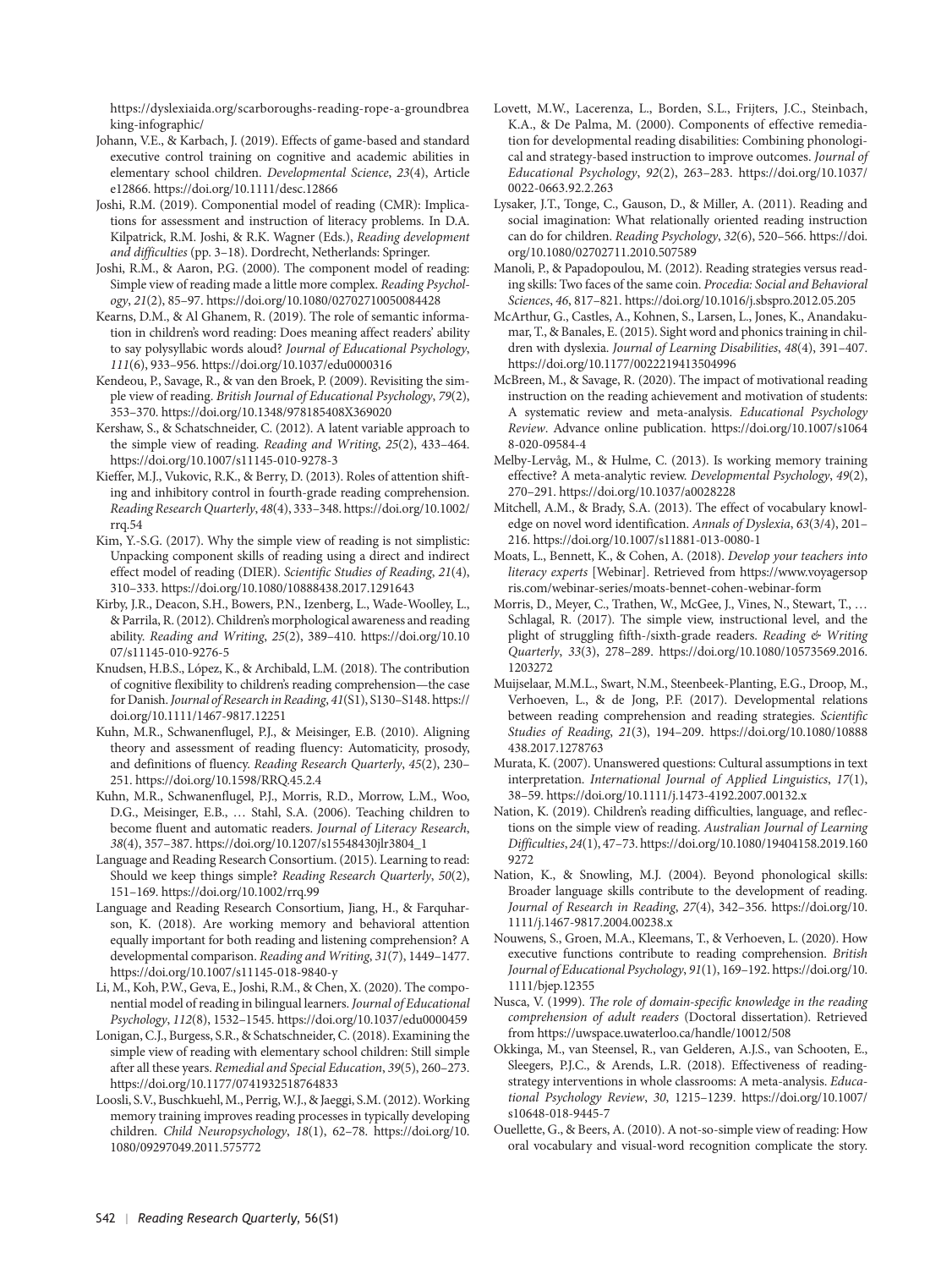https://dyslexiaida.org/scarboroughs-reading-rope-a-groundbreaking-infographic/

Johann, V.E., & Karbach, J. (2019). Effects of game-based and standard executive control training on cognitive and academic abilities in elementary school children. *Developmental Science*, *23*(4), Article e12866. https://doi.org/10.1111/desc.12866

Joshi, R.M. (2019). Componential model of reading (CMR): Implications for assessment and instruction of literacy problems. In D.A. Kilpatrick, R.M. Joshi, & R.K. Wagner (Eds.), *Reading development and difficulties* (pp. 3–18). Dordrecht, Netherlands: Springer.

Joshi, R.M., & Aaron, P.G. (2000). The component model of reading: Simple view of reading made a little more complex. *Reading Psychology*, *21*(2), 85–97. https://doi.org/10.1080/02702710050084428

Kearns, D.M., & Al Ghanem, R. (2019). The role of semantic information in children's word reading: Does meaning affect readers' ability to say polysyllabic words aloud? *Journal of Educational Psychology*, *111*(6), 933–956. https://doi.org/10.1037/edu0000316

Kendeou, P., Savage, R., & van den Broek, P. (2009). Revisiting the simple view of reading. *British Journal of Educational Psychology*, *79*(2), 353–370. https://doi.org/10.1348/978185408X369020

Kershaw, S., & Schatschneider, C. (2012). A latent variable approach to the simple view of reading. *Reading and Writing*, *25*(2), 433–464. https://doi.org/10.1007/s11145-010-9278-3

Kieffer, M.J., Vukovic, R.K., & Berry, D. (2013). Roles of attention shifting and inhibitory control in fourth-grade reading comprehension. *Reading Research Quarterly*, *48*(4), 333–348. https://doi.org/10.1002/rrq.54

Kim, Y.-S.G. (2017). Why the simple view of reading is not simplistic: Unpacking component skills of reading using a direct and indirect effect model of reading (DIER). *Scientific Studies of Reading*, *21*(4), 310–333. https://doi.org/10.1080/10888438.2017.1291643

Kirby, J.R., Deacon, S.H., Bowers, P.N., Izenberg, L., Wade-Woolley, L., & Parrila, R. (2012). Children's morphological awareness and reading ability. *Reading and Writing*, *25*(2), 389–410. https://doi.org/10.1007/s11145-010-9276-5

Knudsen, H.B.S., López, K., & Archibald, L.M. (2018). The contribution of cognitive flexibility to children's reading comprehension—the case for Danish. *Journal of Research in Reading*, *41*(S1), S130–S148. https://doi.org/10.1111/1467-9817.12251

Kuhn, M.R., Schwanenflugel, P.J., & Meisinger, E.B. (2010). Aligning theory and assessment of reading fluency: Automaticity, prosody, and definitions of fluency. *Reading Research Quarterly*, *45*(2), 230–251. https://doi.org/10.1598/RRQ.45.2.4

Kuhn, M.R., Schwanenflugel, P.J., Morris, R.D., Morrow, L.M., Woo, D.G., Meisinger, E.B., … Stahl, S.A. (2006). Teaching children to become fluent and automatic readers. *Journal of Literacy Research*, *38*(4), 357–387. https://doi.org/10.1207/s15548430jlr3804_1

Language and Reading Research Consortium. (2015). Learning to read: Should we keep things simple? *Reading Research Quarterly*, *50*(2), 151–169. https://doi.org/10.1002/rrq.99

Language and Reading Research Consortium, Jiang, H., & Farquharson, K. (2018). Are working memory and behavioral attention equally important for both reading and listening comprehension? A developmental comparison. *Reading and Writing*, *31*(7), 1449–1477. https://doi.org/10.1007/s11145-018-9840-y

Li, M., Koh, P.W., Geva, E., Joshi, R.M., & Chen, X. (2020). The componential model of reading in bilingual learners. *Journal of Educational Psychology*, *112*(8), 1532–1545. https://doi.org/10.1037/edu0000459

Lonigan, C.J., Burgess, S.R., & Schatschneider, C. (2018). Examining the simple view of reading with elementary school children: Still simple after all these years. *Remedial and Special Education*, *39*(5), 260–273. https://doi.org/10.1177/0741932518764833

Loosli, S.V., Buschkuehl, M., Perrig, W.J., & Jaeggi, S.M. (2012). Working memory training improves reading processes in typically developing children. *Child Neuropsychology*, *18*(1), 62–78. https://doi.org/10.1080/09297049.2011.575772

Lovett, M.W., Lacerenza, L., Borden, S.L., Frijters, J.C., Steinbach, K.A., & De Palma, M. (2000). Components of effective remediation for developmental reading disabilities: Combining phonological and strategy-based instruction to improve outcomes. *Journal of Educational Psychology*, *92*(2), 263–283. https://doi.org/10.1037/0022-0663.92.2.263

Lysaker, J.T., Tonge, C., Gauson, D., & Miller, A. (2011). Reading and social imagination: What relationally oriented reading instruction can do for children. *Reading Psychology*, *32*(6), 520–566. https://doi.org/10.1080/02702711.2010.507589

Manoli, P., & Papadopoulou, M. (2012). Reading strategies versus reading skills: Two faces of the same coin. *Procedia: Social and Behavioral Sciences*, *46*, 817–821. https://doi.org/10.1016/j.sbspro.2012.05.205

McArthur, G., Castles, A., Kohnen, S., Larsen, L., Jones, K., Anandakumar, T., & Banales, E. (2015). Sight word and phonics training in children with dyslexia. *Journal of Learning Disabilities*, *48*(4), 391–407. https://doi.org/10.1177/0022219413504996

McBreen, M., & Savage, R. (2020). The impact of motivational reading instruction on the reading achievement and motivation of students: A systematic review and meta-analysis. *Educational Psychology Review*. Advance online publication. https://doi.org/10.1007/s10648-020-09584-4

Melby-Lervåg, M., & Hulme, C. (2013). Is working memory training effective? A meta-analytic review. *Developmental Psychology*, *49*(2), 270–291. https://doi.org/10.1037/a0028228

Mitchell, A.M., & Brady, S.A. (2013). The effect of vocabulary knowledge on novel word identification. *Annals of Dyslexia*, *63*(3/4), 201–216. https://doi.org/10.1007/s11881-013-0080-1

Moats, L., Bennett, K., & Cohen, A. (2018). *Develop your teachers into literacy experts* [Webinar]. Retrieved from https://www.voyagersopris.com/webinar-series/moats-bennet-cohen-webinar-form

Morris, D., Meyer, C., Trathen, W., McGee, J., Vines, N., Stewart, T., … Schlagal, R. (2017). The simple view, instructional level, and the plight of struggling fifth-/sixth-grade readers. *Reading & Writing Quarterly*, *33*(3), 278–289. https://doi.org/10.1080/10573569.2016.1203272

Muijselaar, M.M.L., Swart, N.M., Steenbeek-Planting, E.G., Droop, M., Verhoeven, L., & de Jong, P.F. (2017). Developmental relations between reading comprehension and reading strategies. *Scientific Studies of Reading*, *21*(3), 194–209. https://doi.org/10.1080/10888438.2017.1278763

Murata, K. (2007). Unanswered questions: Cultural assumptions in text interpretation. *International Journal of Applied Linguistics*, *17*(1), 38–59. https://doi.org/10.1111/j.1473-4192.2007.00132.x

Nation, K. (2019). Children's reading difficulties, language, and reflections on the simple view of reading. *Australian Journal of Learning Difficulties*, *24*(1), 47–73. https://doi.org/10.1080/19404158.2019.1609272

Nation, K., & Snowling, M.J. (2004). Beyond phonological skills: Broader language skills contribute to the development of reading. *Journal of Research in Reading*, *27*(4), 342–356. https://doi.org/10.1111/j.1467-9817.2004.00238.x

Nouwens, S., Groen, M.A., Kleemans, T., & Verhoeven, L. (2020). How executive functions contribute to reading comprehension. *British Journal of Educational Psychology*, *91*(1), 169–192. https://doi.org/10.1111/bjep.12355

Nusca, V. (1999). *The role of domain-specific knowledge in the reading comprehension of adult readers* (Doctoral dissertation). Retrieved from https://uwspace.uwaterloo.ca/handle/10012/508

Okkinga, M., van Steensel, R., van Gelderen, A.J.S., van Schooten, E., Sleegers, P.J.C., & Arends, L.R. (2018). Effectiveness of reading-strategy interventions in whole classrooms: A meta-analysis. *Educational Psychology Review*, *30*, 1215–1239. https://doi.org/10.1007/s10648-018-9445-7

Ouellette, G., & Beers, A. (2010). A not-so-simple view of reading: How oral vocabulary and visual-word recognition complicate the story.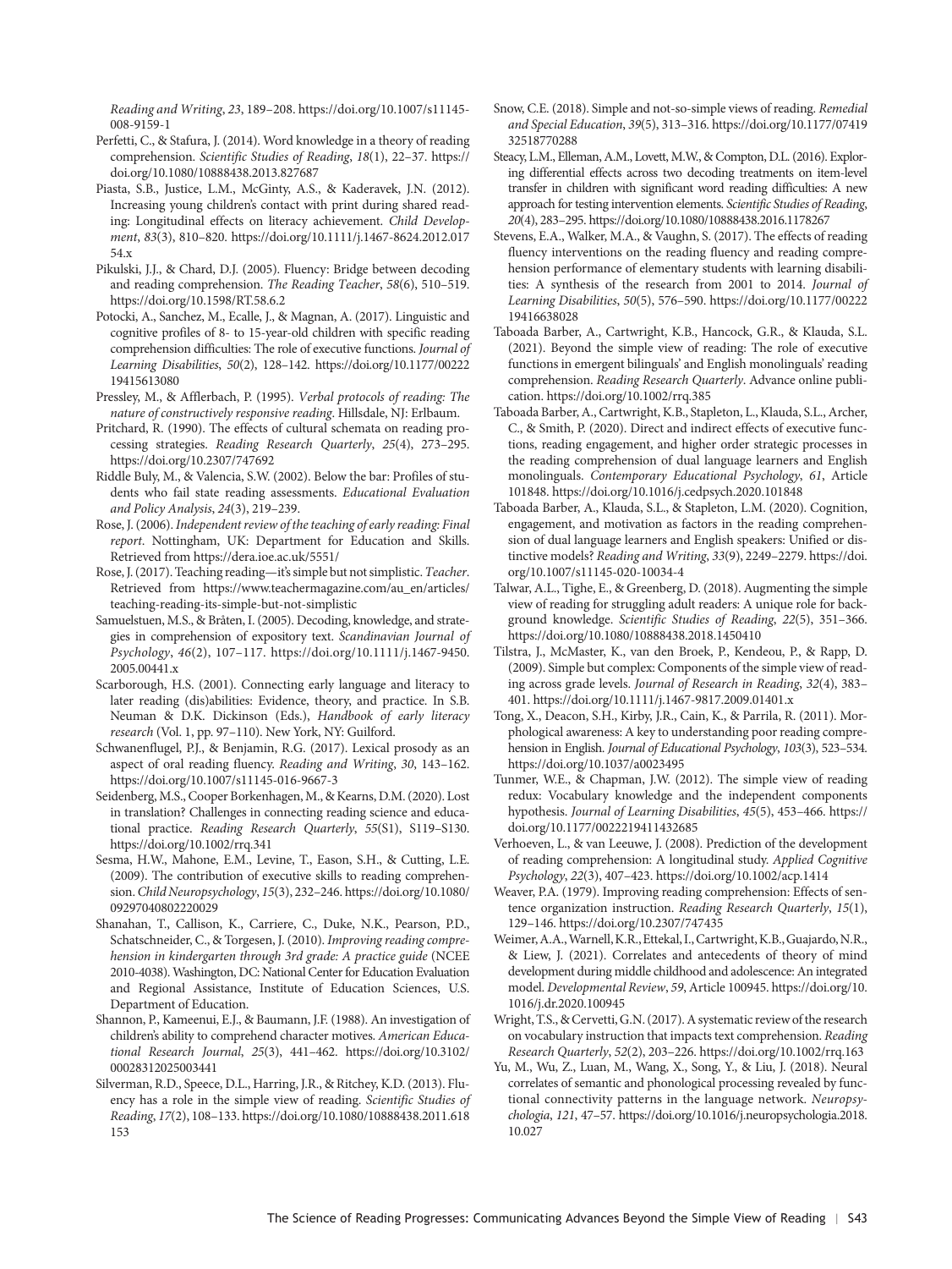*Reading and Writing*, *23*, 189–208. https://doi.org/10.1007/s11145-008-9159-1

Perfetti, C., & Stafura, J. (2014). Word knowledge in a theory of reading comprehension. *Scientific Studies of Reading*, *18*(1), 22–37. https://doi.org/10.1080/10888438.2013.827687

Piasta, S.B., Justice, L.M., McGinty, A.S., & Kaderavek, J.N. (2012). Increasing young children's contact with print during shared reading: Longitudinal effects on literacy achievement. *Child Development*, *83*(3), 810–820. https://doi.org/10.1111/j.1467-8624.2012.01754.x

Pikulski, J.J., & Chard, D.J. (2005). Fluency: Bridge between decoding and reading comprehension. *The Reading Teacher*, *58*(6), 510–519. https://doi.org/10.1598/RT.58.6.2

Potocki, A., Sanchez, M., Ecalle, J., & Magnan, A. (2017). Linguistic and cognitive profiles of 8- to 15-year-old children with specific reading comprehension difficulties: The role of executive functions. *Journal of Learning Disabilities*, *50*(2), 128–142. https://doi.org/10.1177/0022219415613080

Pressley, M., & Afflerbach, P. (1995). *Verbal protocols of reading: The nature of constructively responsive reading*. Hillsdale, NJ: Erlbaum.

Pritchard, R. (1990). The effects of cultural schemata on reading processing strategies. *Reading Research Quarterly*, *25*(4), 273–295. https://doi.org/10.2307/747692

Riddle Buly, M., & Valencia, S.W. (2002). Below the bar: Profiles of students who fail state reading assessments. *Educational Evaluation and Policy Analysis*, *24*(3), 219–239.

Rose, J. (2006). *Independent review of the teaching of early reading: Final report*. Nottingham, UK: Department for Education and Skills. Retrieved from https://dera.ioe.ac.uk/5551/

Rose, J. (2017). Teaching reading—it's simple but not simplistic. *Teacher*. Retrieved from https://www.teachermagazine.com/au_en/articles/teaching-reading-its-simple-but-not-simplistic

Samuelstuen, M.S., & Bråten, I. (2005). Decoding, knowledge, and strategies in comprehension of expository text. *Scandinavian Journal of Psychology*, *46*(2), 107–117. https://doi.org/10.1111/j.1467-9450.2005.00441.x

Scarborough, H.S. (2001). Connecting early language and literacy to later reading (dis)abilities: Evidence, theory, and practice. In S.B. Neuman & D.K. Dickinson (Eds.), *Handbook of early literacy research* (Vol. 1, pp. 97–110). New York, NY: Guilford.

Schwanenflugel, P.J., & Benjamin, R.G. (2017). Lexical prosody as an aspect of oral reading fluency. *Reading and Writing*, *30*, 143–162. https://doi.org/10.1007/s11145-016-9667-3

Seidenberg, M.S., Cooper Borkenhagen, M., & Kearns, D.M. (2020). Lost in translation? Challenges in connecting reading science and educational practice. *Reading Research Quarterly*, *55*(S1), S119–S130. https://doi.org/10.1002/rrq.341

Sesma, H.W., Mahone, E.M., Levine, T., Eason, S.H., & Cutting, L.E. (2009). The contribution of executive skills to reading comprehension. *Child Neuropsychology*, *15*(3), 232–246. https://doi.org/10.1080/09297040802220029

Shanahan, T., Callison, K., Carriere, C., Duke, N.K., Pearson, P.D., Schatschneider, C., & Torgesen, J. (2010). *Improving reading comprehension in kindergarten through 3rd grade: A practice guide* (NCEE 2010-4038). Washington, DC: National Center for Education Evaluation and Regional Assistance, Institute of Education Sciences, U.S. Department of Education.

Shannon, P., Kameenui, E.J., & Baumann, J.F. (1988). An investigation of children's ability to comprehend character motives. *American Educational Research Journal*, *25*(3), 441–462. https://doi.org/10.3102/00028312025003441

Silverman, R.D., Speece, D.L., Harring, J.R., & Ritchey, K.D. (2013). Fluency has a role in the simple view of reading. *Scientific Studies of Reading*, *17*(2), 108–133. https://doi.org/10.1080/10888438.2011.618153

Snow, C.E. (2018). Simple and not-so-simple views of reading. *Remedial and Special Education*, *39*(5), 313–316. https://doi.org/10.1177/0741932518770288

Steacy, L.M., Elleman, A.M., Lovett, M.W., & Compton, D.L. (2016). Exploring differential effects across two decoding treatments on item-level transfer in children with significant word reading difficulties: A new approach for testing intervention elements. *Scientific Studies of Reading*, *20*(4), 283–295. https://doi.org/10.1080/10888438.2016.1178267

Stevens, E.A., Walker, M.A., & Vaughn, S. (2017). The effects of reading fluency interventions on the reading fluency and reading comprehension performance of elementary students with learning disabilities: A synthesis of the research from 2001 to 2014. *Journal of Learning Disabilities*, *50*(5), 576–590. https://doi.org/10.1177/0022219416638028

Taboada Barber, A., Cartwright, K.B., Hancock, G.R., & Klauda, S.L. (2021). Beyond the simple view of reading: The role of executive functions in emergent bilinguals' and English monolinguals' reading comprehension. *Reading Research Quarterly*. Advance online publication. https://doi.org/10.1002/rrq.385

Taboada Barber, A., Cartwright, K.B., Stapleton, L., Klauda, S.L., Archer, C., & Smith, P. (2020). Direct and indirect effects of executive functions, reading engagement, and higher order strategic processes in the reading comprehension of dual language learners and English monolinguals. *Contemporary Educational Psychology*, *61*, Article 101848. https://doi.org/10.1016/j.cedpsych.2020.101848

Taboada Barber, A., Klauda, S.L., & Stapleton, L.M. (2020). Cognition, engagement, and motivation as factors in the reading comprehension of dual language learners and English speakers: Unified or distinctive models? *Reading and Writing*, *33*(9), 2249–2279. https://doi.org/10.1007/s11145-020-10034-4

Talwar, A.L., Tighe, E., & Greenberg, D. (2018). Augmenting the simple view of reading for struggling adult readers: A unique role for background knowledge. *Scientific Studies of Reading*, *22*(5), 351–366. https://doi.org/10.1080/10888438.2018.1450410

Tilstra, J., McMaster, K., van den Broek, P., Kendeou, P., & Rapp, D. (2009). Simple but complex: Components of the simple view of reading across grade levels. *Journal of Research in Reading*, *32*(4), 383–401. https://doi.org/10.1111/j.1467-9817.2009.01401.x

Tong, X., Deacon, S.H., Kirby, J.R., Cain, K., & Parrila, R. (2011). Morphological awareness: A key to understanding poor reading comprehension in English. *Journal of Educational Psychology*, *103*(3), 523–534. https://doi.org/10.1037/a0023495

Tunmer, W.E., & Chapman, J.W. (2012). The simple view of reading redux: Vocabulary knowledge and the independent components hypothesis. *Journal of Learning Disabilities*, *45*(5), 453–466. https://doi.org/10.1177/0022219411432685

Verhoeven, L., & van Leeuwe, J. (2008). Prediction of the development of reading comprehension: A longitudinal study. *Applied Cognitive Psychology*, *22*(3), 407–423. https://doi.org/10.1002/acp.1414

Weaver, P.A. (1979). Improving reading comprehension: Effects of sentence organization instruction. *Reading Research Quarterly*, *15*(1), 129–146. https://doi.org/10.2307/747435

Weimer, A.A., Warnell, K.R., Ettekal, I., Cartwright, K.B., Guajardo, N.R., & Liew, J. (2021). Correlates and antecedents of theory of mind development during middle childhood and adolescence: An integrated model. *Developmental Review*, *59*, Article 100945. https://doi.org/10.1016/j.dr.2020.100945

Wright, T.S., & Cervetti, G.N. (2017). A systematic review of the research on vocabulary instruction that impacts text comprehension. *Reading Research Quarterly*, *52*(2), 203–226. https://doi.org/10.1002/rrq.163

Yu, M., Wu, Z., Luan, M., Wang, X., Song, Y., & Liu, J. (2018). Neural correlates of semantic and phonological processing revealed by functional connectivity patterns in the language network. *Neuropsychologia*, *121*, 47–57. https://doi.org/10.1016/j.neuropsychologia.2018.10.027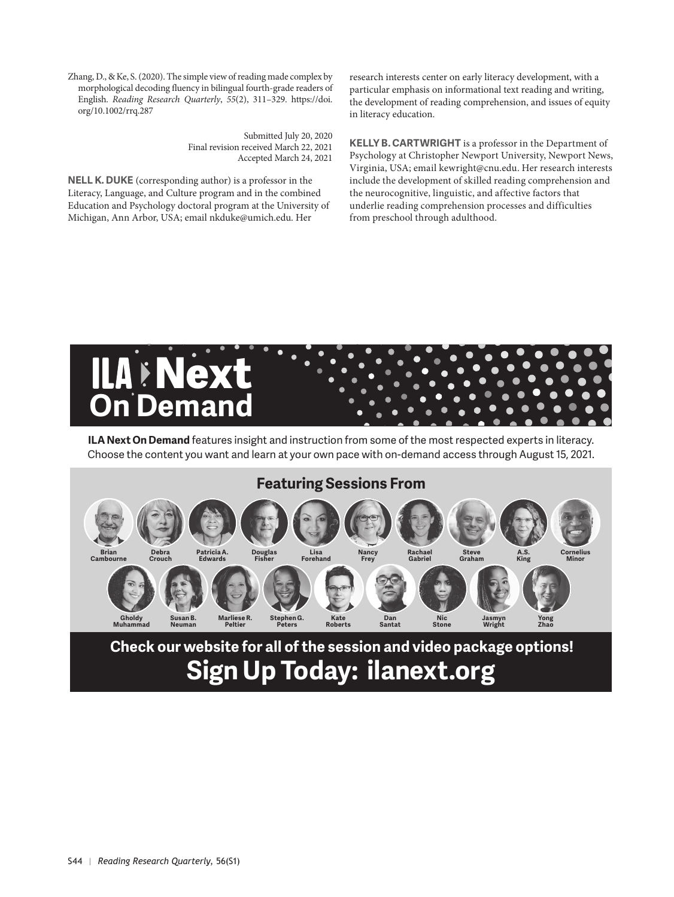Zhang, D., & Ke, S. (2020). The simple view of reading made complex by morphological decoding fluency in bilingual fourth-grade readers of English. *Reading Research Quarterly*, *55*(2), 311–329. https://doi.org/10.1002/rrq.287

Submitted July 20, 2020
Final revision received March 22, 2021
Accepted March 24, 2021

**NELL K. DUKE** (corresponding author) is a professor in the Literacy, Language, and Culture program and in the combined Education and Psychology doctoral program at the University of Michigan, Ann Arbor, USA; email nkduke@umich.edu. Her research interests center on early literacy development, with a particular emphasis on informational text reading and writing, the development of reading comprehension, and issues of equity in literacy education.

**KELLY B. CARTWRIGHT** is a professor in the Department of Psychology at Christopher Newport University, Newport News, Virginia, USA; email kewright@cnu.edu. Her research interests include the development of skilled reading comprehension and the neurocognitive, linguistic, and affective factors that underlie reading comprehension processes and difficulties from preschool through adulthood.

# ILA Next On Demand

**ILA Next On Demand** features insight and instruction from some of the most respected experts in literacy. Choose the content you want and learn at your own pace with on-demand access through August 15, 2021.

## Featuring Sessions From

Brian Cambourne, Debra Crouch, Patricia A. Edwards, Douglas Fisher, Lisa Forehand, Nancy Frey, Rachael Gabriel, Steve Graham, A.S. King, Cornelius Minor, Gholdy Muhammad, Susan B. Neuman, Marliese R. Peltier, Stephen G. Peters, Kate Roberts, Dan Santat, Nic Stone, Jasmyn Wright, Yong Zhao

**Check our website for all of the session and video package options!**

**Sign Up Today: ilanext.org**